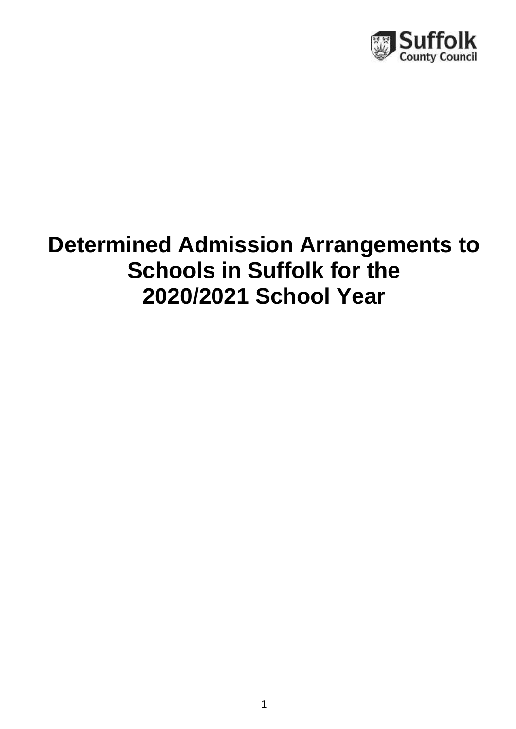# Determined Admission Arrangements to Schools in Suffolk for the 2020/2021 School Year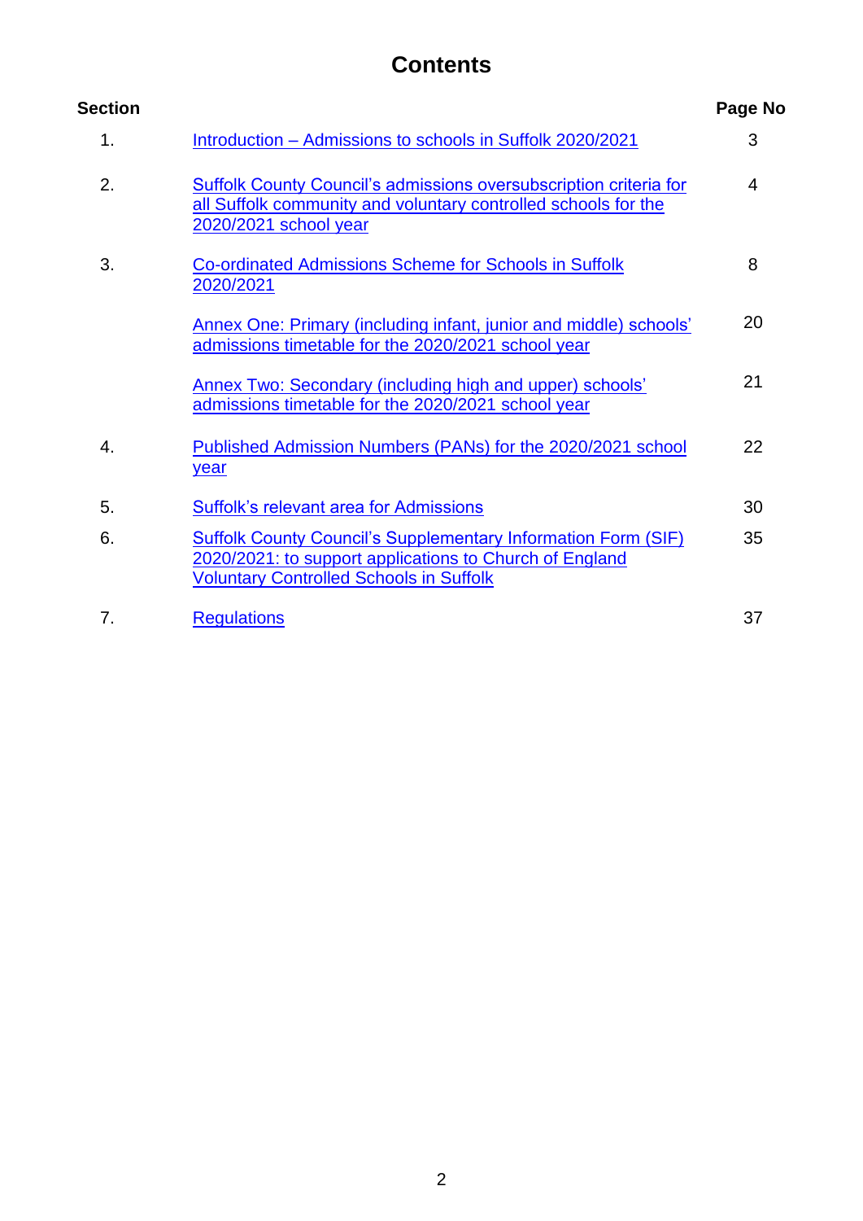# Contents

| Section | | Page No |
|---|---|---|
| 1. | Introduction – Admissions to schools in Suffolk 2020/2021 | 3 |
| 2. | Suffolk County Council's admissions oversubscription criteria for all Suffolk community and voluntary controlled schools for the 2020/2021 school year | 4 |
| 3. | Co-ordinated Admissions Scheme for Schools in Suffolk 2020/2021 | 8 |
| | Annex One: Primary (including infant, junior and middle) schools' admissions timetable for the 2020/2021 school year | 20 |
| | Annex Two: Secondary (including high and upper) schools' admissions timetable for the 2020/2021 school year | 21 |
| 4. | Published Admission Numbers (PANs) for the 2020/2021 school year | 22 |
| 5. | Suffolk's relevant area for Admissions | 30 |
| 6. | Suffolk County Council's Supplementary Information Form (SIF) 2020/2021: to support applications to Church of England Voluntary Controlled Schools in Suffolk | 35 |
| 7. | Regulations | 37 |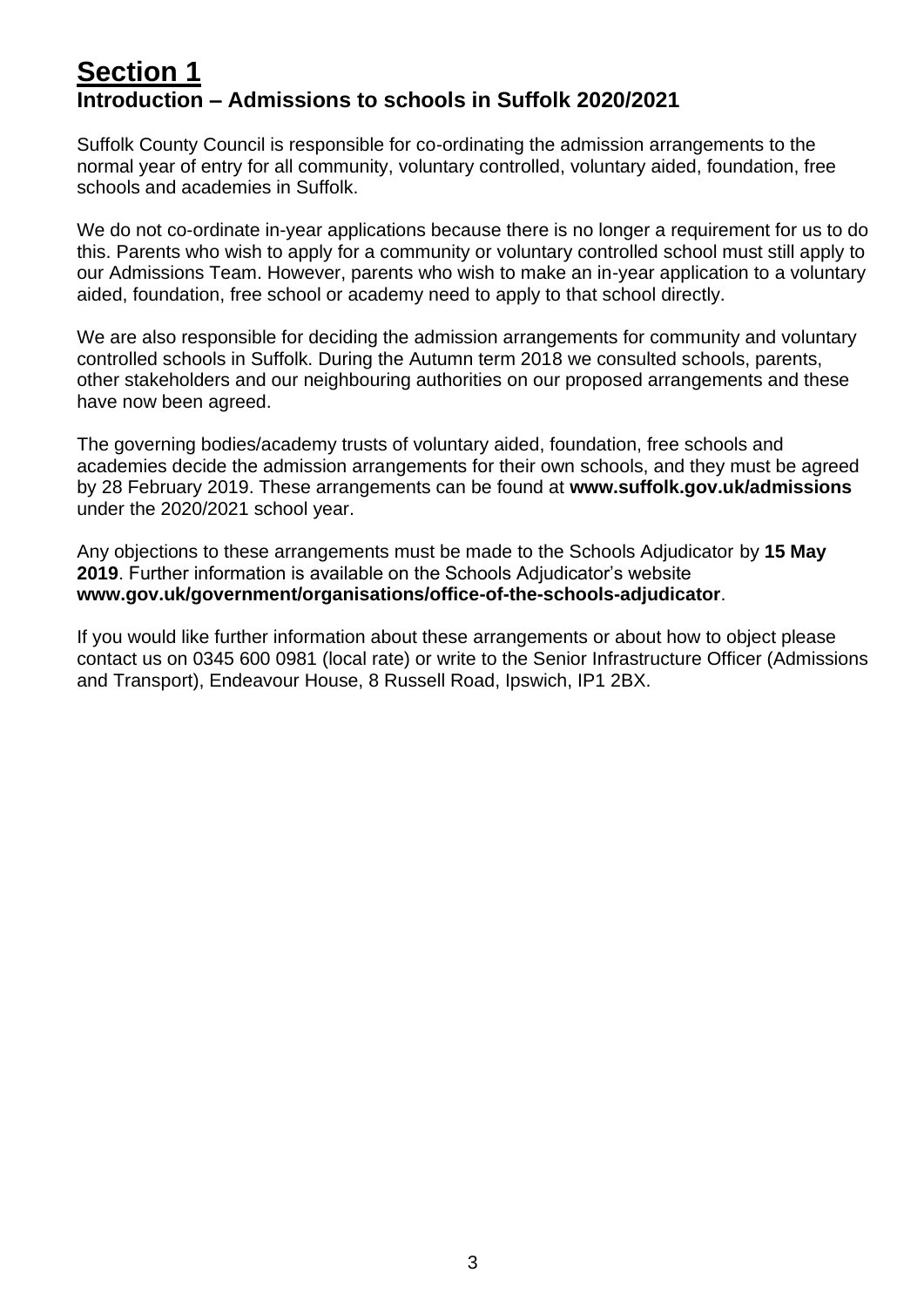# Section 1

## Introduction – Admissions to schools in Suffolk 2020/2021

Suffolk County Council is responsible for co-ordinating the admission arrangements to the normal year of entry for all community, voluntary controlled, voluntary aided, foundation, free schools and academies in Suffolk.

We do not co-ordinate in-year applications because there is no longer a requirement for us to do this. Parents who wish to apply for a community or voluntary controlled school must still apply to our Admissions Team. However, parents who wish to make an in-year application to a voluntary aided, foundation, free school or academy need to apply to that school directly.

We are also responsible for deciding the admission arrangements for community and voluntary controlled schools in Suffolk. During the Autumn term 2018 we consulted schools, parents, other stakeholders and our neighbouring authorities on our proposed arrangements and these have now been agreed.

The governing bodies/academy trusts of voluntary aided, foundation, free schools and academies decide the admission arrangements for their own schools, and they must be agreed by 28 February 2019. These arrangements can be found at **www.suffolk.gov.uk/admissions** under the 2020/2021 school year.

Any objections to these arrangements must be made to the Schools Adjudicator by **15 May 2019**. Further information is available on the Schools Adjudicator's website **www.gov.uk/government/organisations/office-of-the-schools-adjudicator**.

If you would like further information about these arrangements or about how to object please contact us on 0345 600 0981 (local rate) or write to the Senior Infrastructure Officer (Admissions and Transport), Endeavour House, 8 Russell Road, Ipswich, IP1 2BX.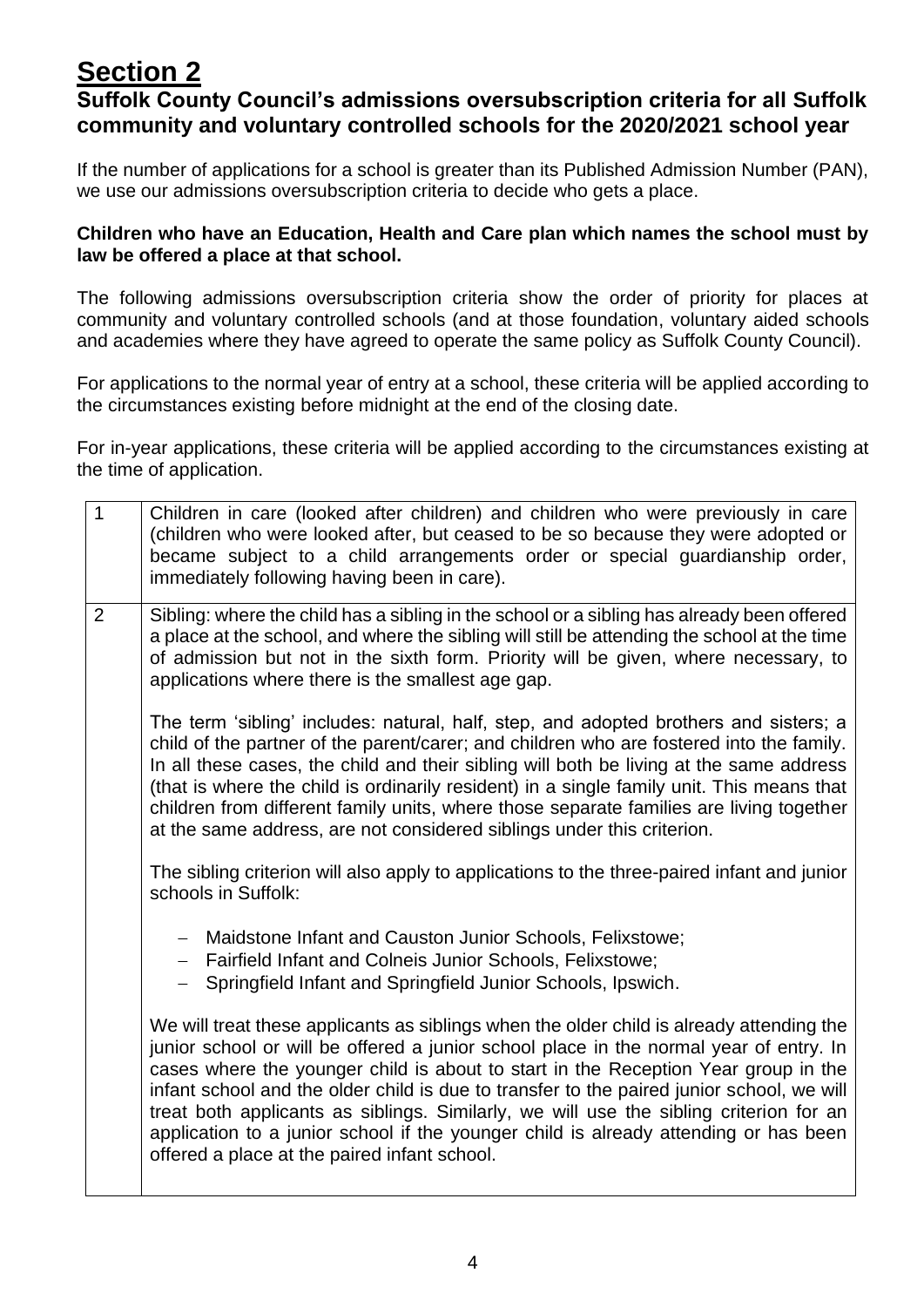# Section 2

## Suffolk County Council's admissions oversubscription criteria for all Suffolk community and voluntary controlled schools for the 2020/2021 school year

If the number of applications for a school is greater than its Published Admission Number (PAN), we use our admissions oversubscription criteria to decide who gets a place.

**Children who have an Education, Health and Care plan which names the school must by law be offered a place at that school.**

The following admissions oversubscription criteria show the order of priority for places at community and voluntary controlled schools (and at those foundation, voluntary aided schools and academies where they have agreed to operate the same policy as Suffolk County Council).

For applications to the normal year of entry at a school, these criteria will be applied according to the circumstances existing before midnight at the end of the closing date.

For in-year applications, these criteria will be applied according to the circumstances existing at the time of application.

| | |
|---|---|
| 1 | Children in care (looked after children) and children who were previously in care (children who were looked after, but ceased to be so because they were adopted or became subject to a child arrangements order or special guardianship order, immediately following having been in care). |
| 2 | Sibling: where the child has a sibling in the school or a sibling has already been offered a place at the school, and where the sibling will still be attending the school at the time of admission but not in the sixth form. Priority will be given, where necessary, to applications where there is the smallest age gap.<br><br>The term 'sibling' includes: natural, half, step, and adopted brothers and sisters; a child of the partner of the parent/carer; and children who are fostered into the family. In all these cases, the child and their sibling will both be living at the same address (that is where the child is ordinarily resident) in a single family unit. This means that children from different family units, where those separate families are living together at the same address, are not considered siblings under this criterion.<br><br>The sibling criterion will also apply to applications to the three-paired infant and junior schools in Suffolk:<br><br>– Maidstone Infant and Causton Junior Schools, Felixstowe;<br>– Fairfield Infant and Colneis Junior Schools, Felixstowe;<br>– Springfield Infant and Springfield Junior Schools, Ipswich.<br><br>We will treat these applicants as siblings when the older child is already attending the junior school or will be offered a junior school place in the normal year of entry. In cases where the younger child is about to start in the Reception Year group in the infant school and the older child is due to transfer to the paired junior school, we will treat both applicants as siblings. Similarly, we will use the sibling criterion for an application to a junior school if the younger child is already attending or has been offered a place at the paired infant school. |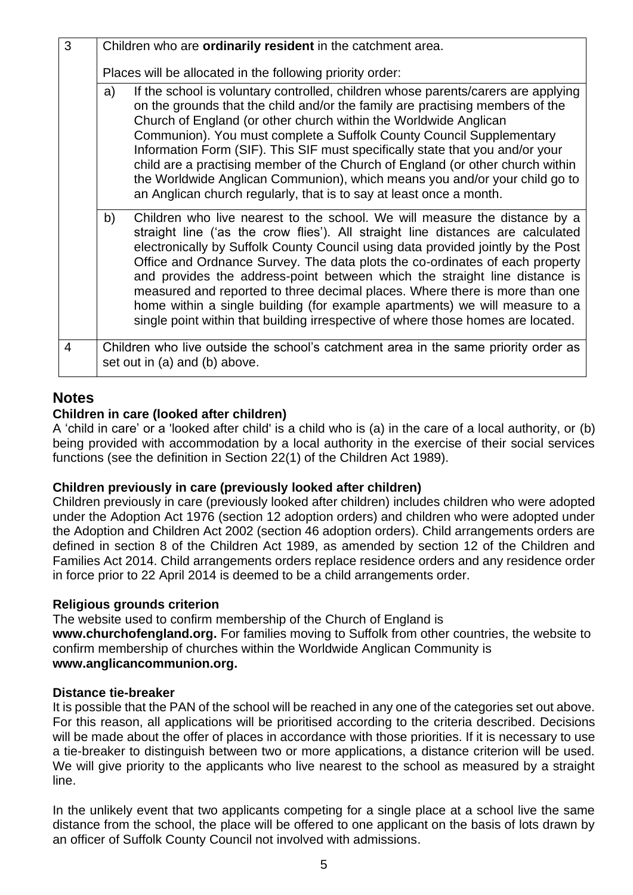| | | |
|---|---|---|
| 3 | Children who are **ordinarily resident** in the catchment area.<br><br>Places will be allocated in the following priority order: | |
| | a) | If the school is voluntary controlled, children whose parents/carers are applying on the grounds that the child and/or the family are practising members of the Church of England (or other church within the Worldwide Anglican Communion). You must complete a Suffolk County Council Supplementary Information Form (SIF). This SIF must specifically state that you and/or your child are a practising member of the Church of England (or other church within the Worldwide Anglican Communion), which means you and/or your child go to an Anglican church regularly, that is to say at least once a month. |
| | b) | Children who live nearest to the school. We will measure the distance by a straight line ('as the crow flies'). All straight line distances are calculated electronically by Suffolk County Council using data provided jointly by the Post Office and Ordnance Survey. The data plots the co-ordinates of each property and provides the address-point between which the straight line distance is measured and reported to three decimal places. Where there is more than one home within a single building (for example apartments) we will measure to a single point within that building irrespective of where those homes are located. |
| 4 | Children who live outside the school's catchment area in the same priority order as set out in (a) and (b) above. | |

## Notes

**Children in care (looked after children)**

A 'child in care' or a 'looked after child' is a child who is (a) in the care of a local authority, or (b) being provided with accommodation by a local authority in the exercise of their social services functions (see the definition in Section 22(1) of the Children Act 1989).

**Children previously in care (previously looked after children)**

Children previously in care (previously looked after children) includes children who were adopted under the Adoption Act 1976 (section 12 adoption orders) and children who were adopted under the Adoption and Children Act 2002 (section 46 adoption orders). Child arrangements orders are defined in section 8 of the Children Act 1989, as amended by section 12 of the Children and Families Act 2014. Child arrangements orders replace residence orders and any residence order in force prior to 22 April 2014 is deemed to be a child arrangements order.

**Religious grounds criterion**

The website used to confirm membership of the Church of England is **www.churchofengland.org.** For families moving to Suffolk from other countries, the website to confirm membership of churches within the Worldwide Anglican Community is **www.anglicancommunion.org.**

**Distance tie-breaker**

It is possible that the PAN of the school will be reached in any one of the categories set out above. For this reason, all applications will be prioritised according to the criteria described. Decisions will be made about the offer of places in accordance with those priorities. If it is necessary to use a tie-breaker to distinguish between two or more applications, a distance criterion will be used. We will give priority to the applicants who live nearest to the school as measured by a straight line.

In the unlikely event that two applicants competing for a single place at a school live the same distance from the school, the place will be offered to one applicant on the basis of lots drawn by an officer of Suffolk County Council not involved with admissions.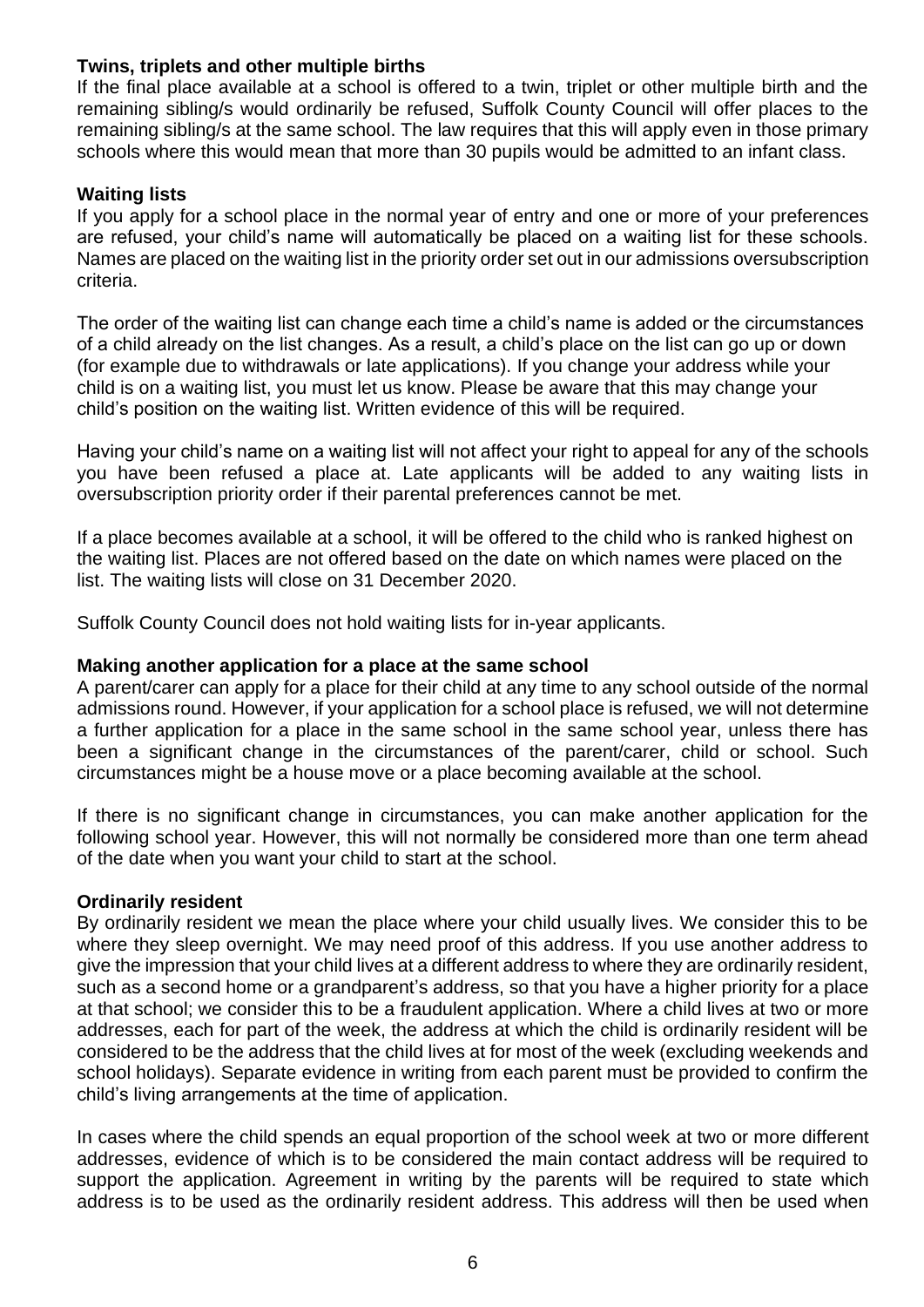**Twins, triplets and other multiple births**

If the final place available at a school is offered to a twin, triplet or other multiple birth and the remaining sibling/s would ordinarily be refused, Suffolk County Council will offer places to the remaining sibling/s at the same school. The law requires that this will apply even in those primary schools where this would mean that more than 30 pupils would be admitted to an infant class.

**Waiting lists**

If you apply for a school place in the normal year of entry and one or more of your preferences are refused, your child's name will automatically be placed on a waiting list for these schools. Names are placed on the waiting list in the priority order set out in our admissions oversubscription criteria.

The order of the waiting list can change each time a child's name is added or the circumstances of a child already on the list changes. As a result, a child's place on the list can go up or down (for example due to withdrawals or late applications). If you change your address while your child is on a waiting list, you must let us know. Please be aware that this may change your child's position on the waiting list. Written evidence of this will be required.

Having your child's name on a waiting list will not affect your right to appeal for any of the schools you have been refused a place at. Late applicants will be added to any waiting lists in oversubscription priority order if their parental preferences cannot be met.

If a place becomes available at a school, it will be offered to the child who is ranked highest on the waiting list. Places are not offered based on the date on which names were placed on the list. The waiting lists will close on 31 December 2020.

Suffolk County Council does not hold waiting lists for in-year applicants.

**Making another application for a place at the same school**

A parent/carer can apply for a place for their child at any time to any school outside of the normal admissions round. However, if your application for a school place is refused, we will not determine a further application for a place in the same school in the same school year, unless there has been a significant change in the circumstances of the parent/carer, child or school. Such circumstances might be a house move or a place becoming available at the school.

If there is no significant change in circumstances, you can make another application for the following school year. However, this will not normally be considered more than one term ahead of the date when you want your child to start at the school.

**Ordinarily resident**

By ordinarily resident we mean the place where your child usually lives. We consider this to be where they sleep overnight. We may need proof of this address. If you use another address to give the impression that your child lives at a different address to where they are ordinarily resident, such as a second home or a grandparent's address, so that you have a higher priority for a place at that school; we consider this to be a fraudulent application. Where a child lives at two or more addresses, each for part of the week, the address at which the child is ordinarily resident will be considered to be the address that the child lives at for most of the week (excluding weekends and school holidays). Separate evidence in writing from each parent must be provided to confirm the child's living arrangements at the time of application.

In cases where the child spends an equal proportion of the school week at two or more different addresses, evidence of which is to be considered the main contact address will be required to support the application. Agreement in writing by the parents will be required to state which address is to be used as the ordinarily resident address. This address will then be used when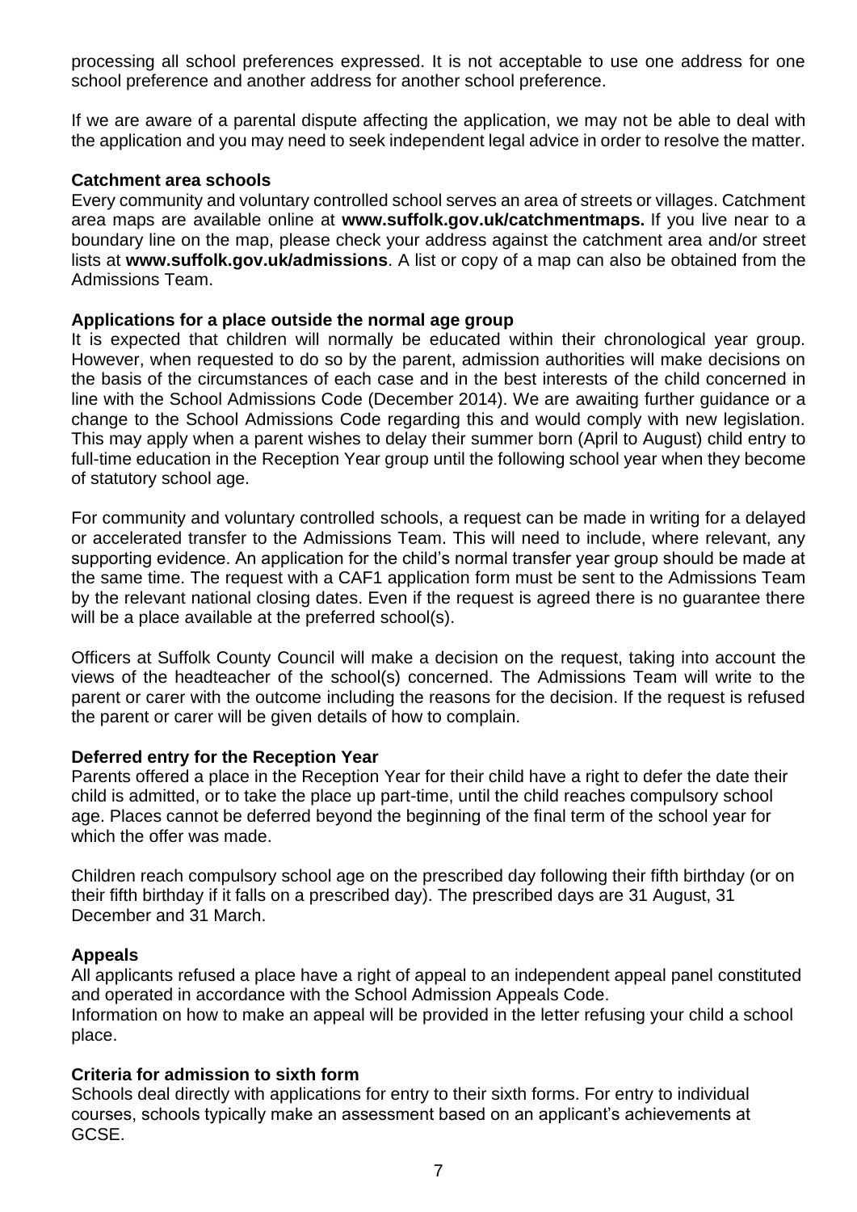processing all school preferences expressed. It is not acceptable to use one address for one school preference and another address for another school preference.

If we are aware of a parental dispute affecting the application, we may not be able to deal with the application and you may need to seek independent legal advice in order to resolve the matter.

**Catchment area schools**

Every community and voluntary controlled school serves an area of streets or villages. Catchment area maps are available online at **www.suffolk.gov.uk/catchmentmaps.** If you live near to a boundary line on the map, please check your address against the catchment area and/or street lists at **www.suffolk.gov.uk/admissions**. A list or copy of a map can also be obtained from the Admissions Team.

**Applications for a place outside the normal age group**

It is expected that children will normally be educated within their chronological year group. However, when requested to do so by the parent, admission authorities will make decisions on the basis of the circumstances of each case and in the best interests of the child concerned in line with the School Admissions Code (December 2014). We are awaiting further guidance or a change to the School Admissions Code regarding this and would comply with new legislation. This may apply when a parent wishes to delay their summer born (April to August) child entry to full-time education in the Reception Year group until the following school year when they become of statutory school age.

For community and voluntary controlled schools, a request can be made in writing for a delayed or accelerated transfer to the Admissions Team. This will need to include, where relevant, any supporting evidence. An application for the child's normal transfer year group should be made at the same time. The request with a CAF1 application form must be sent to the Admissions Team by the relevant national closing dates. Even if the request is agreed there is no guarantee there will be a place available at the preferred school(s).

Officers at Suffolk County Council will make a decision on the request, taking into account the views of the headteacher of the school(s) concerned. The Admissions Team will write to the parent or carer with the outcome including the reasons for the decision. If the request is refused the parent or carer will be given details of how to complain.

**Deferred entry for the Reception Year**

Parents offered a place in the Reception Year for their child have a right to defer the date their child is admitted, or to take the place up part-time, until the child reaches compulsory school age. Places cannot be deferred beyond the beginning of the final term of the school year for which the offer was made.

Children reach compulsory school age on the prescribed day following their fifth birthday (or on their fifth birthday if it falls on a prescribed day). The prescribed days are 31 August, 31 December and 31 March.

**Appeals**

All applicants refused a place have a right of appeal to an independent appeal panel constituted and operated in accordance with the School Admission Appeals Code.
Information on how to make an appeal will be provided in the letter refusing your child a school place.

**Criteria for admission to sixth form**

Schools deal directly with applications for entry to their sixth forms. For entry to individual courses, schools typically make an assessment based on an applicant's achievements at GCSE.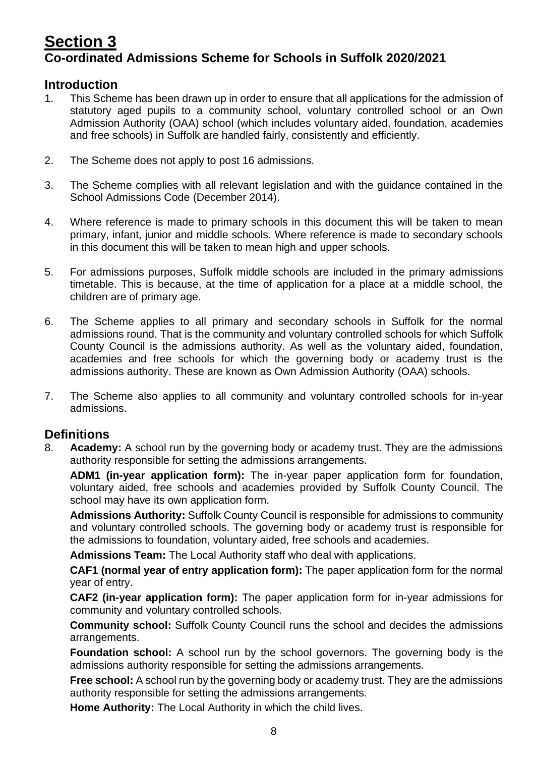# Section 3

## Co-ordinated Admissions Scheme for Schools in Suffolk 2020/2021

### Introduction

1. This Scheme has been drawn up in order to ensure that all applications for the admission of statutory aged pupils to a community school, voluntary controlled school or an Own Admission Authority (OAA) school (which includes voluntary aided, foundation, academies and free schools) in Suffolk are handled fairly, consistently and efficiently.

2. The Scheme does not apply to post 16 admissions.

3. The Scheme complies with all relevant legislation and with the guidance contained in the School Admissions Code (December 2014).

4. Where reference is made to primary schools in this document this will be taken to mean primary, infant, junior and middle schools. Where reference is made to secondary schools in this document this will be taken to mean high and upper schools.

5. For admissions purposes, Suffolk middle schools are included in the primary admissions timetable. This is because, at the time of application for a place at a middle school, the children are of primary age.

6. The Scheme applies to all primary and secondary schools in Suffolk for the normal admissions round. That is the community and voluntary controlled schools for which Suffolk County Council is the admissions authority. As well as the voluntary aided, foundation, academies and free schools for which the governing body or academy trust is the admissions authority. These are known as Own Admission Authority (OAA) schools.

7. The Scheme also applies to all community and voluntary controlled schools for in-year admissions.

### Definitions

8. **Academy:** A school run by the governing body or academy trust. They are the admissions authority responsible for setting the admissions arrangements.

   **ADM1 (in-year application form):** The in-year paper application form for foundation, voluntary aided, free schools and academies provided by Suffolk County Council. The school may have its own application form.

   **Admissions Authority:** Suffolk County Council is responsible for admissions to community and voluntary controlled schools. The governing body or academy trust is responsible for the admissions to foundation, voluntary aided, free schools and academies.

   **Admissions Team:** The Local Authority staff who deal with applications.

   **CAF1 (normal year of entry application form):** The paper application form for the normal year of entry.

   **CAF2 (in-year application form):** The paper application form for in-year admissions for community and voluntary controlled schools.

   **Community school:** Suffolk County Council runs the school and decides the admissions arrangements.

   **Foundation school:** A school run by the school governors. The governing body is the admissions authority responsible for setting the admissions arrangements.

   **Free school:** A school run by the governing body or academy trust. They are the admissions authority responsible for setting the admissions arrangements.

   **Home Authority:** The Local Authority in which the child lives.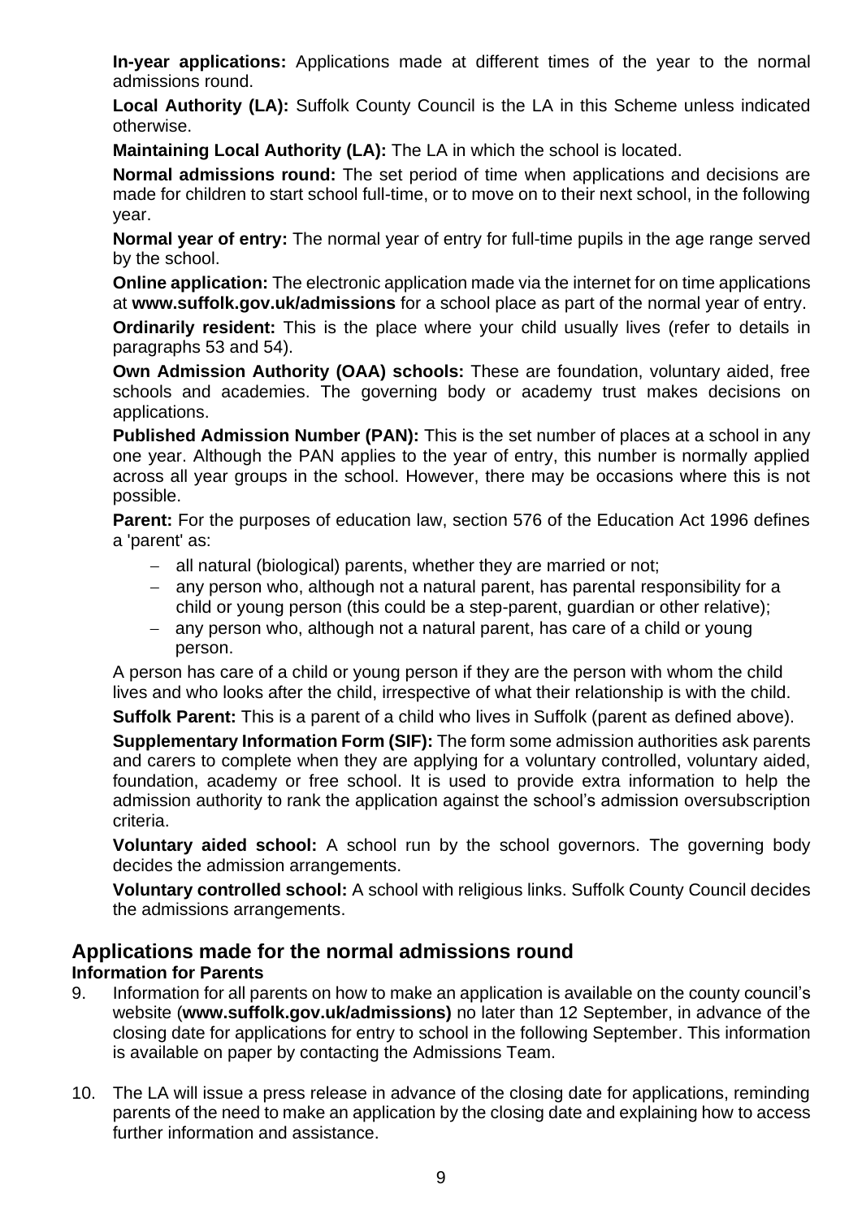**In-year applications:** Applications made at different times of the year to the normal admissions round.

**Local Authority (LA):** Suffolk County Council is the LA in this Scheme unless indicated otherwise.

**Maintaining Local Authority (LA):** The LA in which the school is located.

**Normal admissions round:** The set period of time when applications and decisions are made for children to start school full-time, or to move on to their next school, in the following year.

**Normal year of entry:** The normal year of entry for full-time pupils in the age range served by the school.

**Online application:** The electronic application made via the internet for on time applications at **www.suffolk.gov.uk/admissions** for a school place as part of the normal year of entry.

**Ordinarily resident:** This is the place where your child usually lives (refer to details in paragraphs 53 and 54).

**Own Admission Authority (OAA) schools:** These are foundation, voluntary aided, free schools and academies. The governing body or academy trust makes decisions on applications.

**Published Admission Number (PAN):** This is the set number of places at a school in any one year. Although the PAN applies to the year of entry, this number is normally applied across all year groups in the school. However, there may be occasions where this is not possible.

**Parent:** For the purposes of education law, section 576 of the Education Act 1996 defines a 'parent' as:

- all natural (biological) parents, whether they are married or not;
- any person who, although not a natural parent, has parental responsibility for a child or young person (this could be a step-parent, guardian or other relative);
- any person who, although not a natural parent, has care of a child or young person.

A person has care of a child or young person if they are the person with whom the child lives and who looks after the child, irrespective of what their relationship is with the child.

**Suffolk Parent:** This is a parent of a child who lives in Suffolk (parent as defined above).

**Supplementary Information Form (SIF):** The form some admission authorities ask parents and carers to complete when they are applying for a voluntary controlled, voluntary aided, foundation, academy or free school. It is used to provide extra information to help the admission authority to rank the application against the school's admission oversubscription criteria.

**Voluntary aided school:** A school run by the school governors. The governing body decides the admission arrangements.

**Voluntary controlled school:** A school with religious links. Suffolk County Council decides the admissions arrangements.

## Applications made for the normal admissions round

### Information for Parents

9. Information for all parents on how to make an application is available on the county council's website (**www.suffolk.gov.uk/admissions)** no later than 12 September, in advance of the closing date for applications for entry to school in the following September. This information is available on paper by contacting the Admissions Team.

10. The LA will issue a press release in advance of the closing date for applications, reminding parents of the need to make an application by the closing date and explaining how to access further information and assistance.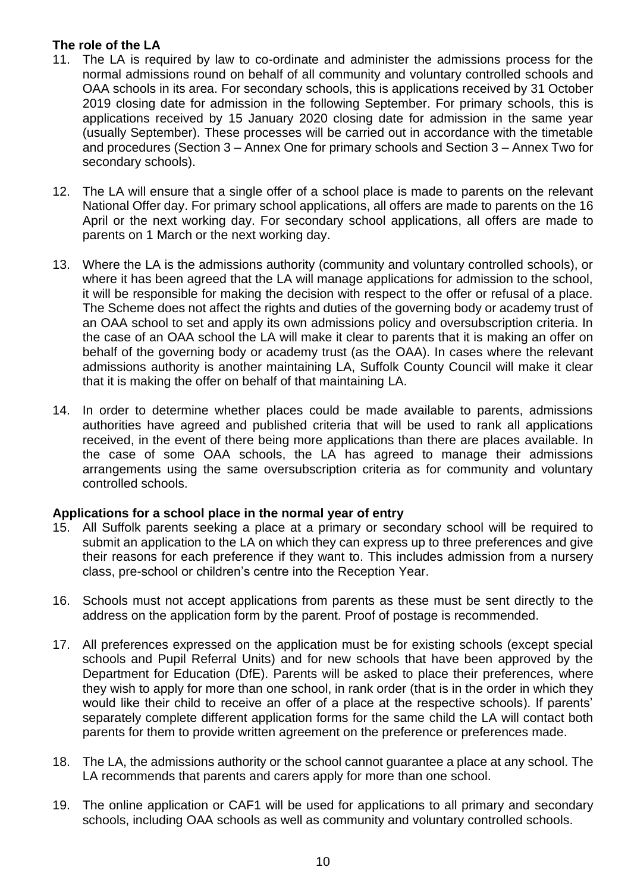**The role of the LA**

11. The LA is required by law to co-ordinate and administer the admissions process for the normal admissions round on behalf of all community and voluntary controlled schools and OAA schools in its area. For secondary schools, this is applications received by 31 October 2019 closing date for admission in the following September. For primary schools, this is applications received by 15 January 2020 closing date for admission in the same year (usually September). These processes will be carried out in accordance with the timetable and procedures (Section 3 – Annex One for primary schools and Section 3 – Annex Two for secondary schools).

12. The LA will ensure that a single offer of a school place is made to parents on the relevant National Offer day. For primary school applications, all offers are made to parents on the 16 April or the next working day. For secondary school applications, all offers are made to parents on 1 March or the next working day.

13. Where the LA is the admissions authority (community and voluntary controlled schools), or where it has been agreed that the LA will manage applications for admission to the school, it will be responsible for making the decision with respect to the offer or refusal of a place. The Scheme does not affect the rights and duties of the governing body or academy trust of an OAA school to set and apply its own admissions policy and oversubscription criteria. In the case of an OAA school the LA will make it clear to parents that it is making an offer on behalf of the governing body or academy trust (as the OAA). In cases where the relevant admissions authority is another maintaining LA, Suffolk County Council will make it clear that it is making the offer on behalf of that maintaining LA.

14. In order to determine whether places could be made available to parents, admissions authorities have agreed and published criteria that will be used to rank all applications received, in the event of there being more applications than there are places available. In the case of some OAA schools, the LA has agreed to manage their admissions arrangements using the same oversubscription criteria as for community and voluntary controlled schools.

**Applications for a school place in the normal year of entry**

15. All Suffolk parents seeking a place at a primary or secondary school will be required to submit an application to the LA on which they can express up to three preferences and give their reasons for each preference if they want to. This includes admission from a nursery class, pre-school or children's centre into the Reception Year.

16. Schools must not accept applications from parents as these must be sent directly to the address on the application form by the parent. Proof of postage is recommended.

17. All preferences expressed on the application must be for existing schools (except special schools and Pupil Referral Units) and for new schools that have been approved by the Department for Education (DfE). Parents will be asked to place their preferences, where they wish to apply for more than one school, in rank order (that is in the order in which they would like their child to receive an offer of a place at the respective schools). If parents' separately complete different application forms for the same child the LA will contact both parents for them to provide written agreement on the preference or preferences made.

18. The LA, the admissions authority or the school cannot guarantee a place at any school. The LA recommends that parents and carers apply for more than one school.

19. The online application or CAF1 will be used for applications to all primary and secondary schools, including OAA schools as well as community and voluntary controlled schools.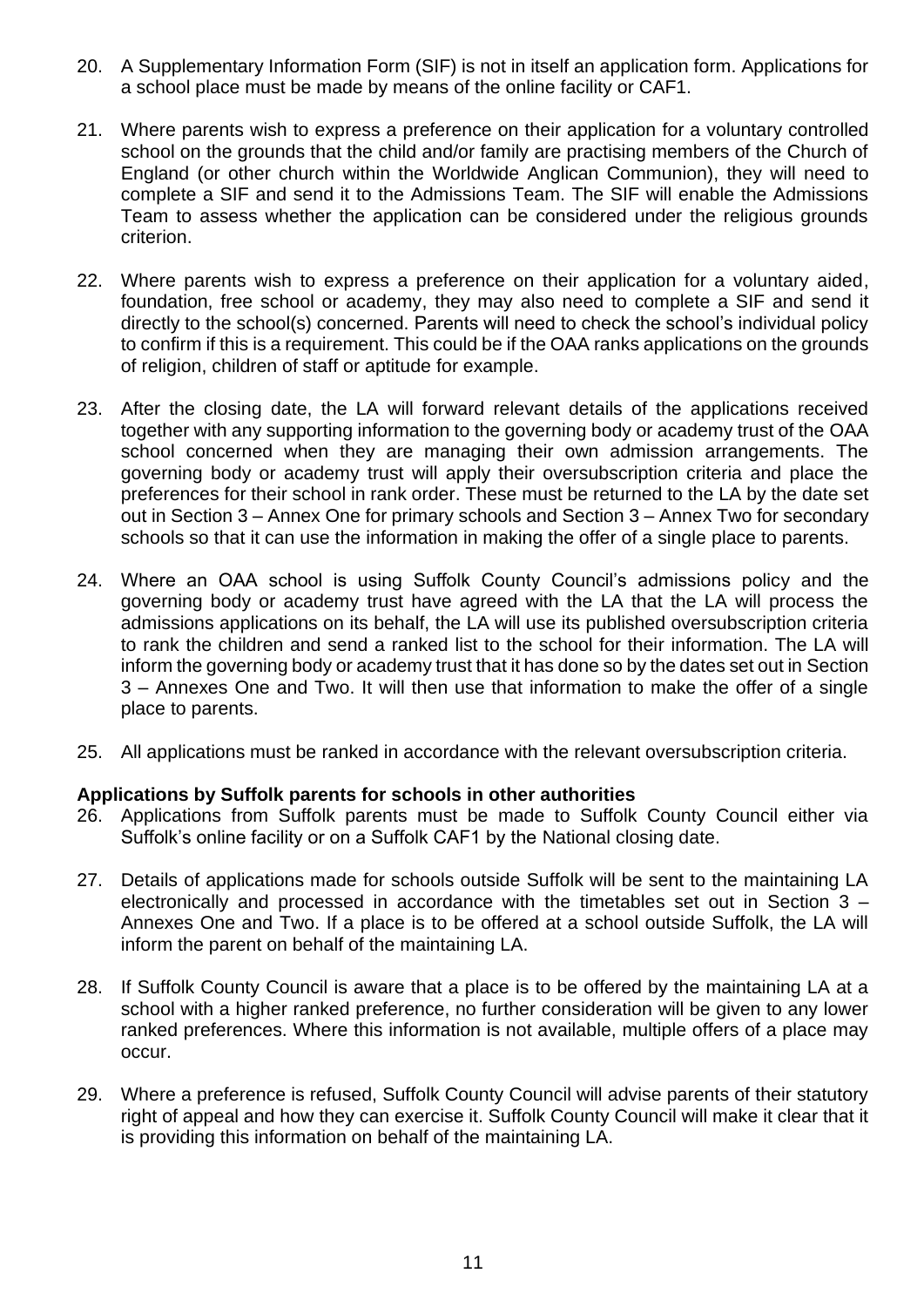20. A Supplementary Information Form (SIF) is not in itself an application form. Applications for a school place must be made by means of the online facility or CAF1.

21. Where parents wish to express a preference on their application for a voluntary controlled school on the grounds that the child and/or family are practising members of the Church of England (or other church within the Worldwide Anglican Communion), they will need to complete a SIF and send it to the Admissions Team. The SIF will enable the Admissions Team to assess whether the application can be considered under the religious grounds criterion.

22. Where parents wish to express a preference on their application for a voluntary aided, foundation, free school or academy, they may also need to complete a SIF and send it directly to the school(s) concerned. Parents will need to check the school's individual policy to confirm if this is a requirement. This could be if the OAA ranks applications on the grounds of religion, children of staff or aptitude for example.

23. After the closing date, the LA will forward relevant details of the applications received together with any supporting information to the governing body or academy trust of the OAA school concerned when they are managing their own admission arrangements. The governing body or academy trust will apply their oversubscription criteria and place the preferences for their school in rank order. These must be returned to the LA by the date set out in Section 3 – Annex One for primary schools and Section 3 – Annex Two for secondary schools so that it can use the information in making the offer of a single place to parents.

24. Where an OAA school is using Suffolk County Council's admissions policy and the governing body or academy trust have agreed with the LA that the LA will process the admissions applications on its behalf, the LA will use its published oversubscription criteria to rank the children and send a ranked list to the school for their information. The LA will inform the governing body or academy trust that it has done so by the dates set out in Section 3 – Annexes One and Two. It will then use that information to make the offer of a single place to parents.

25. All applications must be ranked in accordance with the relevant oversubscription criteria.

**Applications by Suffolk parents for schools in other authorities**

26. Applications from Suffolk parents must be made to Suffolk County Council either via Suffolk's online facility or on a Suffolk CAF1 by the National closing date.

27. Details of applications made for schools outside Suffolk will be sent to the maintaining LA electronically and processed in accordance with the timetables set out in Section 3 – Annexes One and Two. If a place is to be offered at a school outside Suffolk, the LA will inform the parent on behalf of the maintaining LA.

28. If Suffolk County Council is aware that a place is to be offered by the maintaining LA at a school with a higher ranked preference, no further consideration will be given to any lower ranked preferences. Where this information is not available, multiple offers of a place may occur.

29. Where a preference is refused, Suffolk County Council will advise parents of their statutory right of appeal and how they can exercise it. Suffolk County Council will make it clear that it is providing this information on behalf of the maintaining LA.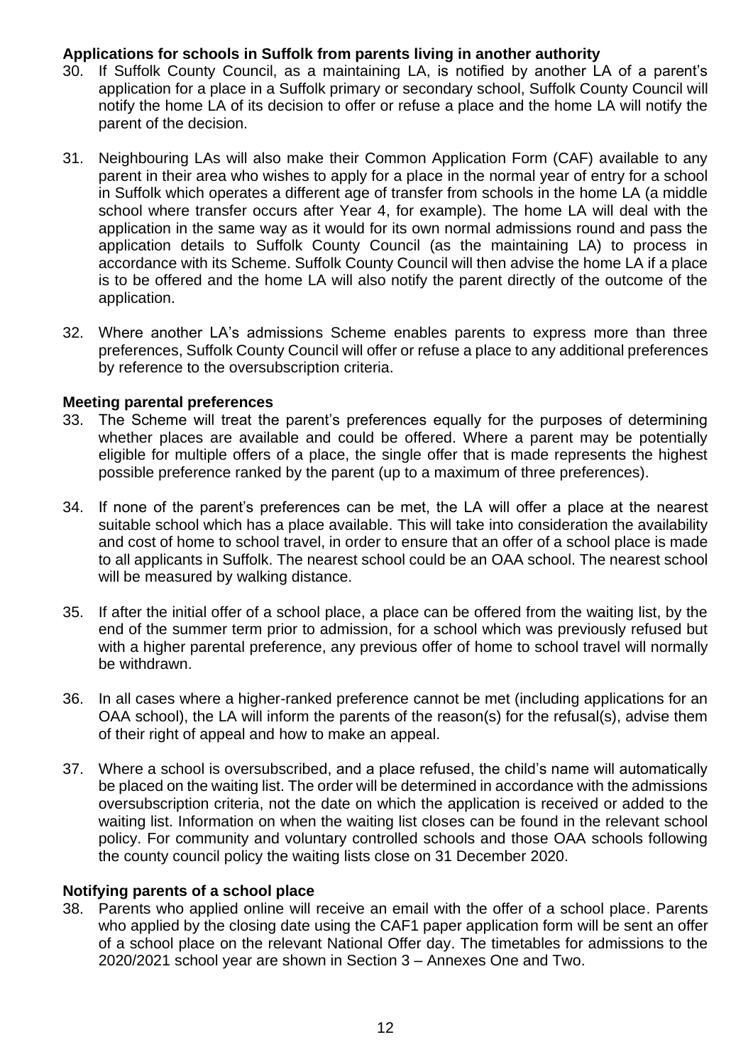**Applications for schools in Suffolk from parents living in another authority**

30. If Suffolk County Council, as a maintaining LA, is notified by another LA of a parent's application for a place in a Suffolk primary or secondary school, Suffolk County Council will notify the home LA of its decision to offer or refuse a place and the home LA will notify the parent of the decision.

31. Neighbouring LAs will also make their Common Application Form (CAF) available to any parent in their area who wishes to apply for a place in the normal year of entry for a school in Suffolk which operates a different age of transfer from schools in the home LA (a middle school where transfer occurs after Year 4, for example). The home LA will deal with the application in the same way as it would for its own normal admissions round and pass the application details to Suffolk County Council (as the maintaining LA) to process in accordance with its Scheme. Suffolk County Council will then advise the home LA if a place is to be offered and the home LA will also notify the parent directly of the outcome of the application.

32. Where another LA's admissions Scheme enables parents to express more than three preferences, Suffolk County Council will offer or refuse a place to any additional preferences by reference to the oversubscription criteria.

**Meeting parental preferences**

33. The Scheme will treat the parent's preferences equally for the purposes of determining whether places are available and could be offered. Where a parent may be potentially eligible for multiple offers of a place, the single offer that is made represents the highest possible preference ranked by the parent (up to a maximum of three preferences).

34. If none of the parent's preferences can be met, the LA will offer a place at the nearest suitable school which has a place available. This will take into consideration the availability and cost of home to school travel, in order to ensure that an offer of a school place is made to all applicants in Suffolk. The nearest school could be an OAA school. The nearest school will be measured by walking distance.

35. If after the initial offer of a school place, a place can be offered from the waiting list, by the end of the summer term prior to admission, for a school which was previously refused but with a higher parental preference, any previous offer of home to school travel will normally be withdrawn.

36. In all cases where a higher-ranked preference cannot be met (including applications for an OAA school), the LA will inform the parents of the reason(s) for the refusal(s), advise them of their right of appeal and how to make an appeal.

37. Where a school is oversubscribed, and a place refused, the child's name will automatically be placed on the waiting list. The order will be determined in accordance with the admissions oversubscription criteria, not the date on which the application is received or added to the waiting list. Information on when the waiting list closes can be found in the relevant school policy. For community and voluntary controlled schools and those OAA schools following the county council policy the waiting lists close on 31 December 2020.

**Notifying parents of a school place**

38. Parents who applied online will receive an email with the offer of a school place. Parents who applied by the closing date using the CAF1 paper application form will be sent an offer of a school place on the relevant National Offer day. The timetables for admissions to the 2020/2021 school year are shown in Section 3 – Annexes One and Two.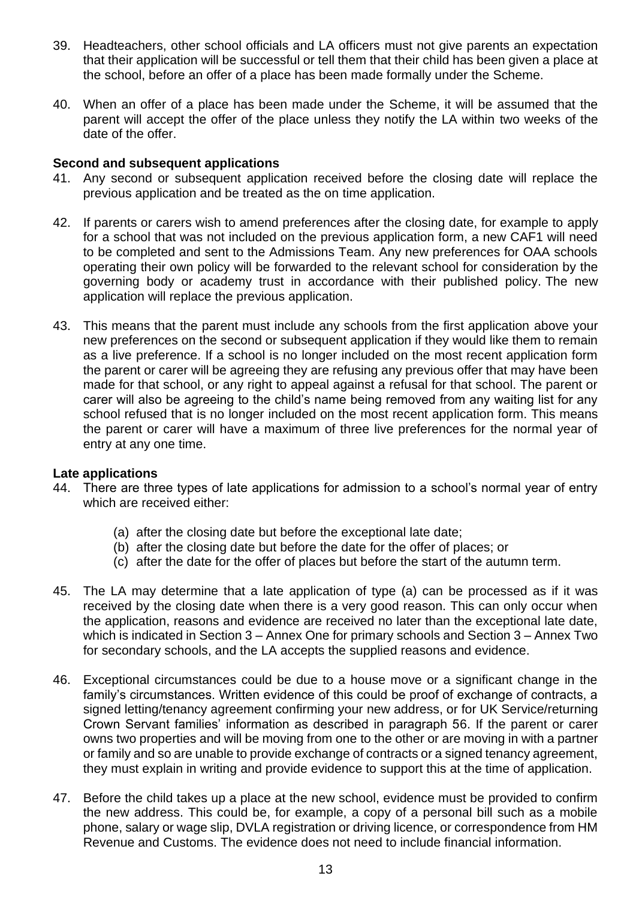39. Headteachers, other school officials and LA officers must not give parents an expectation that their application will be successful or tell them that their child has been given a place at the school, before an offer of a place has been made formally under the Scheme.

40. When an offer of a place has been made under the Scheme, it will be assumed that the parent will accept the offer of the place unless they notify the LA within two weeks of the date of the offer.

**Second and subsequent applications**

41. Any second or subsequent application received before the closing date will replace the previous application and be treated as the on time application.

42. If parents or carers wish to amend preferences after the closing date, for example to apply for a school that was not included on the previous application form, a new CAF1 will need to be completed and sent to the Admissions Team. Any new preferences for OAA schools operating their own policy will be forwarded to the relevant school for consideration by the governing body or academy trust in accordance with their published policy. The new application will replace the previous application.

43. This means that the parent must include any schools from the first application above your new preferences on the second or subsequent application if they would like them to remain as a live preference. If a school is no longer included on the most recent application form the parent or carer will be agreeing they are refusing any previous offer that may have been made for that school, or any right to appeal against a refusal for that school. The parent or carer will also be agreeing to the child's name being removed from any waiting list for any school refused that is no longer included on the most recent application form. This means the parent or carer will have a maximum of three live preferences for the normal year of entry at any one time.

**Late applications**

44. There are three types of late applications for admission to a school's normal year of entry which are received either:

    (a) after the closing date but before the exceptional late date;
    (b) after the closing date but before the date for the offer of places; or
    (c) after the date for the offer of places but before the start of the autumn term.

45. The LA may determine that a late application of type (a) can be processed as if it was received by the closing date when there is a very good reason. This can only occur when the application, reasons and evidence are received no later than the exceptional late date, which is indicated in Section 3 – Annex One for primary schools and Section 3 – Annex Two for secondary schools, and the LA accepts the supplied reasons and evidence.

46. Exceptional circumstances could be due to a house move or a significant change in the family's circumstances. Written evidence of this could be proof of exchange of contracts, a signed letting/tenancy agreement confirming your new address, or for UK Service/returning Crown Servant families' information as described in paragraph 56. If the parent or carer owns two properties and will be moving from one to the other or are moving in with a partner or family and so are unable to provide exchange of contracts or a signed tenancy agreement, they must explain in writing and provide evidence to support this at the time of application.

47. Before the child takes up a place at the new school, evidence must be provided to confirm the new address. This could be, for example, a copy of a personal bill such as a mobile phone, salary or wage slip, DVLA registration or driving licence, or correspondence from HM Revenue and Customs. The evidence does not need to include financial information.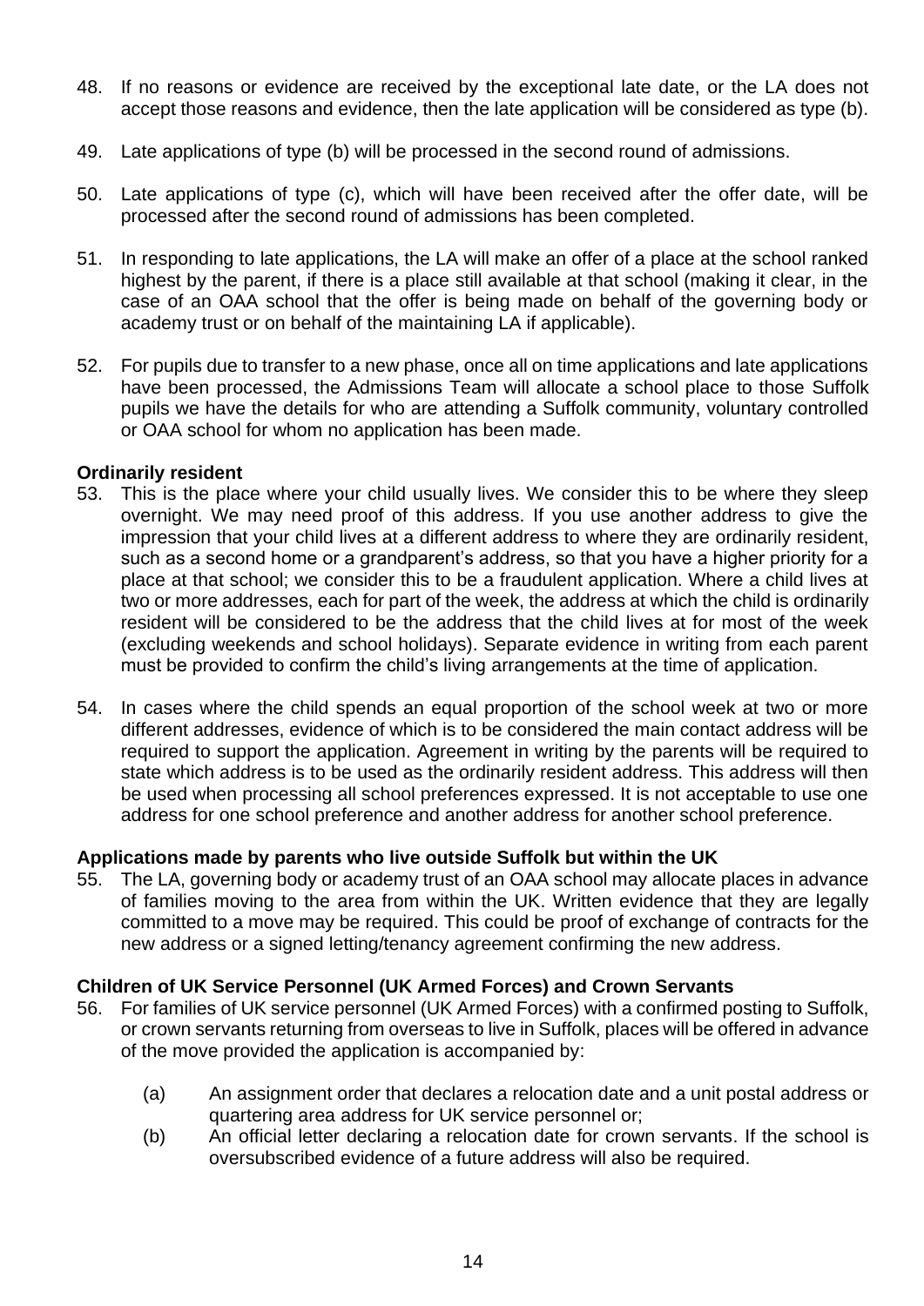48. If no reasons or evidence are received by the exceptional late date, or the LA does not accept those reasons and evidence, then the late application will be considered as type (b).

49. Late applications of type (b) will be processed in the second round of admissions.

50. Late applications of type (c), which will have been received after the offer date, will be processed after the second round of admissions has been completed.

51. In responding to late applications, the LA will make an offer of a place at the school ranked highest by the parent, if there is a place still available at that school (making it clear, in the case of an OAA school that the offer is being made on behalf of the governing body or academy trust or on behalf of the maintaining LA if applicable).

52. For pupils due to transfer to a new phase, once all on time applications and late applications have been processed, the Admissions Team will allocate a school place to those Suffolk pupils we have the details for who are attending a Suffolk community, voluntary controlled or OAA school for whom no application has been made.

**Ordinarily resident**

53. This is the place where your child usually lives. We consider this to be where they sleep overnight. We may need proof of this address. If you use another address to give the impression that your child lives at a different address to where they are ordinarily resident, such as a second home or a grandparent's address, so that you have a higher priority for a place at that school; we consider this to be a fraudulent application. Where a child lives at two or more addresses, each for part of the week, the address at which the child is ordinarily resident will be considered to be the address that the child lives at for most of the week (excluding weekends and school holidays). Separate evidence in writing from each parent must be provided to confirm the child's living arrangements at the time of application.

54. In cases where the child spends an equal proportion of the school week at two or more different addresses, evidence of which is to be considered the main contact address will be required to support the application. Agreement in writing by the parents will be required to state which address is to be used as the ordinarily resident address. This address will then be used when processing all school preferences expressed. It is not acceptable to use one address for one school preference and another address for another school preference.

**Applications made by parents who live outside Suffolk but within the UK**

55. The LA, governing body or academy trust of an OAA school may allocate places in advance of families moving to the area from within the UK. Written evidence that they are legally committed to a move may be required. This could be proof of exchange of contracts for the new address or a signed letting/tenancy agreement confirming the new address.

**Children of UK Service Personnel (UK Armed Forces) and Crown Servants**

56. For families of UK service personnel (UK Armed Forces) with a confirmed posting to Suffolk, or crown servants returning from overseas to live in Suffolk, places will be offered in advance of the move provided the application is accompanied by:

    (a) An assignment order that declares a relocation date and a unit postal address or quartering area address for UK service personnel or;

    (b) An official letter declaring a relocation date for crown servants. If the school is oversubscribed evidence of a future address will also be required.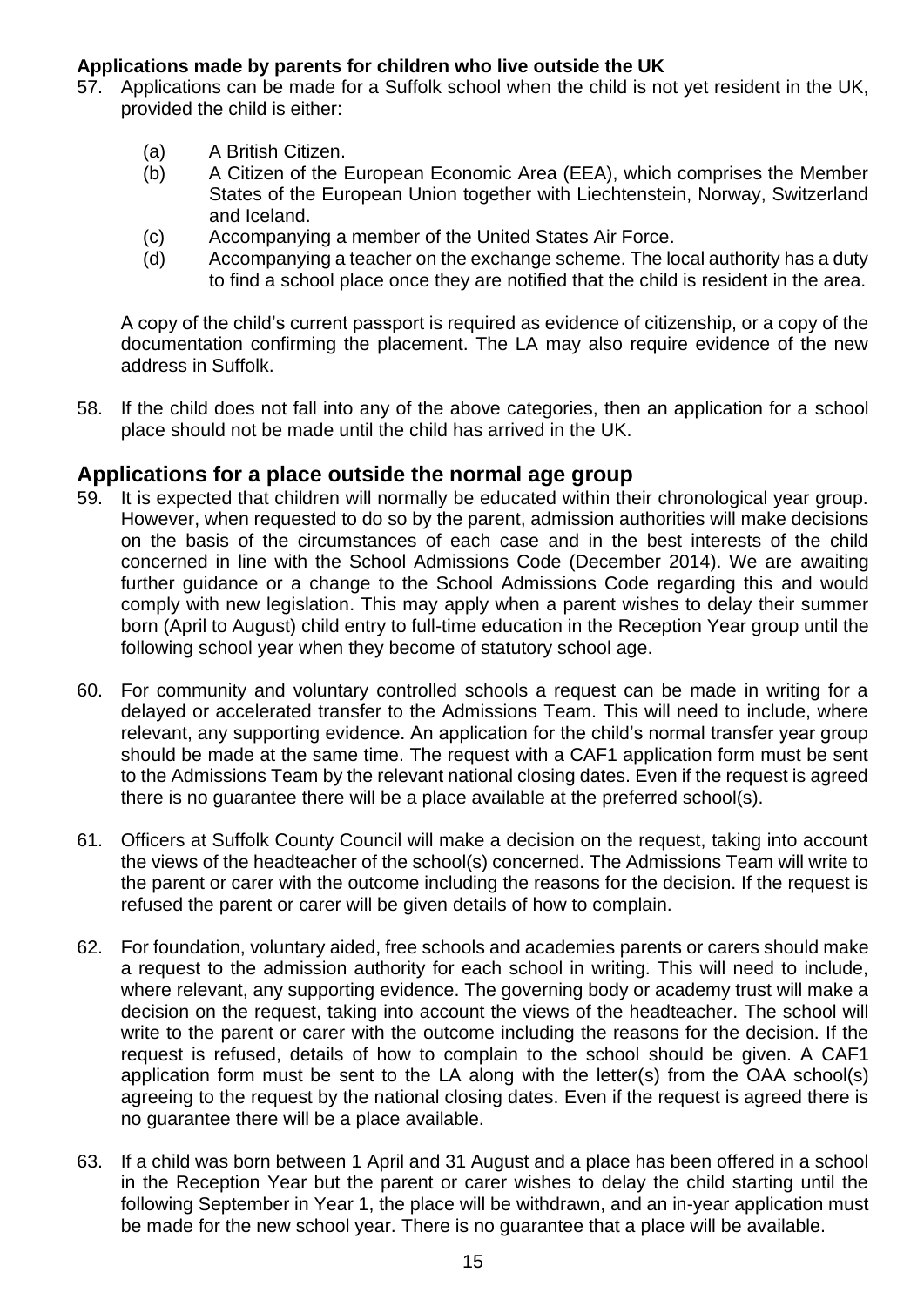**Applications made by parents for children who live outside the UK**

57. Applications can be made for a Suffolk school when the child is not yet resident in the UK, provided the child is either:

    (a) A British Citizen.
    (b) A Citizen of the European Economic Area (EEA), which comprises the Member States of the European Union together with Liechtenstein, Norway, Switzerland and Iceland.
    (c) Accompanying a member of the United States Air Force.
    (d) Accompanying a teacher on the exchange scheme. The local authority has a duty to find a school place once they are notified that the child is resident in the area.

    A copy of the child's current passport is required as evidence of citizenship, or a copy of the documentation confirming the placement. The LA may also require evidence of the new address in Suffolk.

58. If the child does not fall into any of the above categories, then an application for a school place should not be made until the child has arrived in the UK.

## Applications for a place outside the normal age group

59. It is expected that children will normally be educated within their chronological year group. However, when requested to do so by the parent, admission authorities will make decisions on the basis of the circumstances of each case and in the best interests of the child concerned in line with the School Admissions Code (December 2014). We are awaiting further guidance or a change to the School Admissions Code regarding this and would comply with new legislation. This may apply when a parent wishes to delay their summer born (April to August) child entry to full-time education in the Reception Year group until the following school year when they become of statutory school age.

60. For community and voluntary controlled schools a request can be made in writing for a delayed or accelerated transfer to the Admissions Team. This will need to include, where relevant, any supporting evidence. An application for the child's normal transfer year group should be made at the same time. The request with a CAF1 application form must be sent to the Admissions Team by the relevant national closing dates. Even if the request is agreed there is no guarantee there will be a place available at the preferred school(s).

61. Officers at Suffolk County Council will make a decision on the request, taking into account the views of the headteacher of the school(s) concerned. The Admissions Team will write to the parent or carer with the outcome including the reasons for the decision. If the request is refused the parent or carer will be given details of how to complain.

62. For foundation, voluntary aided, free schools and academies parents or carers should make a request to the admission authority for each school in writing. This will need to include, where relevant, any supporting evidence. The governing body or academy trust will make a decision on the request, taking into account the views of the headteacher. The school will write to the parent or carer with the outcome including the reasons for the decision. If the request is refused, details of how to complain to the school should be given. A CAF1 application form must be sent to the LA along with the letter(s) from the OAA school(s) agreeing to the request by the national closing dates. Even if the request is agreed there is no guarantee there will be a place available.

63. If a child was born between 1 April and 31 August and a place has been offered in a school in the Reception Year but the parent or carer wishes to delay the child starting until the following September in Year 1, the place will be withdrawn, and an in-year application must be made for the new school year. There is no guarantee that a place will be available.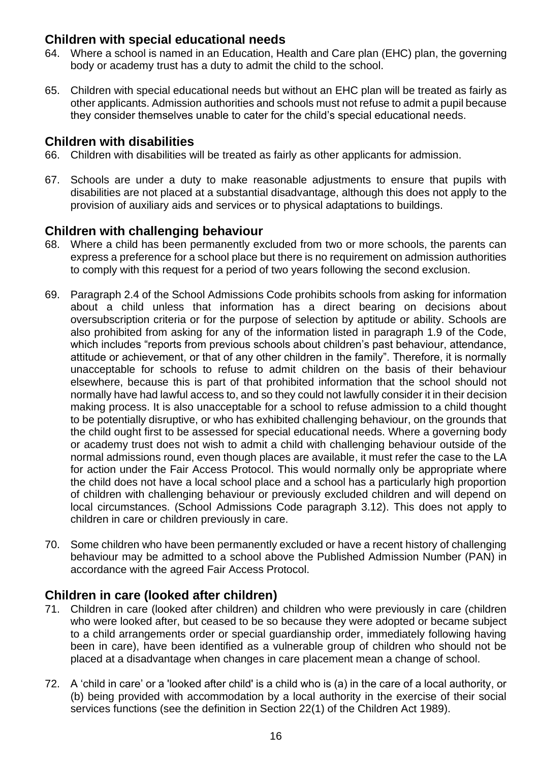## Children with special educational needs

64. Where a school is named in an Education, Health and Care plan (EHC) plan, the governing body or academy trust has a duty to admit the child to the school.

65. Children with special educational needs but without an EHC plan will be treated as fairly as other applicants. Admission authorities and schools must not refuse to admit a pupil because they consider themselves unable to cater for the child's special educational needs.

## Children with disabilities

66. Children with disabilities will be treated as fairly as other applicants for admission.

67. Schools are under a duty to make reasonable adjustments to ensure that pupils with disabilities are not placed at a substantial disadvantage, although this does not apply to the provision of auxiliary aids and services or to physical adaptations to buildings.

## Children with challenging behaviour

68. Where a child has been permanently excluded from two or more schools, the parents can express a preference for a school place but there is no requirement on admission authorities to comply with this request for a period of two years following the second exclusion.

69. Paragraph 2.4 of the School Admissions Code prohibits schools from asking for information about a child unless that information has a direct bearing on decisions about oversubscription criteria or for the purpose of selection by aptitude or ability. Schools are also prohibited from asking for any of the information listed in paragraph 1.9 of the Code, which includes "reports from previous schools about children's past behaviour, attendance, attitude or achievement, or that of any other children in the family". Therefore, it is normally unacceptable for schools to refuse to admit children on the basis of their behaviour elsewhere, because this is part of that prohibited information that the school should not normally have had lawful access to, and so they could not lawfully consider it in their decision making process. It is also unacceptable for a school to refuse admission to a child thought to be potentially disruptive, or who has exhibited challenging behaviour, on the grounds that the child ought first to be assessed for special educational needs. Where a governing body or academy trust does not wish to admit a child with challenging behaviour outside of the normal admissions round, even though places are available, it must refer the case to the LA for action under the Fair Access Protocol. This would normally only be appropriate where the child does not have a local school place and a school has a particularly high proportion of children with challenging behaviour or previously excluded children and will depend on local circumstances. (School Admissions Code paragraph 3.12). This does not apply to children in care or children previously in care.

70. Some children who have been permanently excluded or have a recent history of challenging behaviour may be admitted to a school above the Published Admission Number (PAN) in accordance with the agreed Fair Access Protocol.

## Children in care (looked after children)

71. Children in care (looked after children) and children who were previously in care (children who were looked after, but ceased to be so because they were adopted or became subject to a child arrangements order or special guardianship order, immediately following having been in care), have been identified as a vulnerable group of children who should not be placed at a disadvantage when changes in care placement mean a change of school.

72. A 'child in care' or a 'looked after child' is a child who is (a) in the care of a local authority, or (b) being provided with accommodation by a local authority in the exercise of their social services functions (see the definition in Section 22(1) of the Children Act 1989).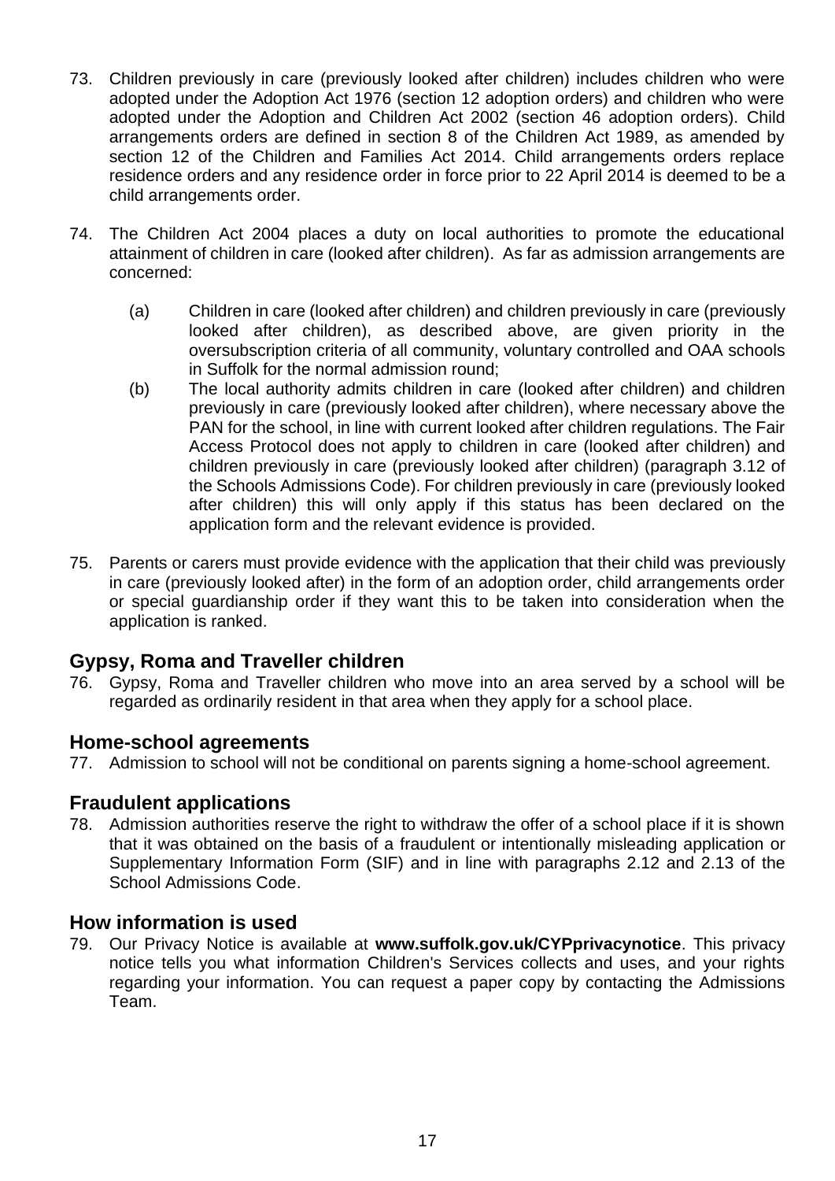73. Children previously in care (previously looked after children) includes children who were adopted under the Adoption Act 1976 (section 12 adoption orders) and children who were adopted under the Adoption and Children Act 2002 (section 46 adoption orders). Child arrangements orders are defined in section 8 of the Children Act 1989, as amended by section 12 of the Children and Families Act 2014. Child arrangements orders replace residence orders and any residence order in force prior to 22 April 2014 is deemed to be a child arrangements order.

74. The Children Act 2004 places a duty on local authorities to promote the educational attainment of children in care (looked after children). As far as admission arrangements are concerned:

    (a) Children in care (looked after children) and children previously in care (previously looked after children), as described above, are given priority in the oversubscription criteria of all community, voluntary controlled and OAA schools in Suffolk for the normal admission round;

    (b) The local authority admits children in care (looked after children) and children previously in care (previously looked after children), where necessary above the PAN for the school, in line with current looked after children regulations. The Fair Access Protocol does not apply to children in care (looked after children) and children previously in care (previously looked after children) (paragraph 3.12 of the Schools Admissions Code). For children previously in care (previously looked after children) this will only apply if this status has been declared on the application form and the relevant evidence is provided.

75. Parents or carers must provide evidence with the application that their child was previously in care (previously looked after) in the form of an adoption order, child arrangements order or special guardianship order if they want this to be taken into consideration when the application is ranked.

## Gypsy, Roma and Traveller children

76. Gypsy, Roma and Traveller children who move into an area served by a school will be regarded as ordinarily resident in that area when they apply for a school place.

## Home-school agreements

77. Admission to school will not be conditional on parents signing a home-school agreement.

## Fraudulent applications

78. Admission authorities reserve the right to withdraw the offer of a school place if it is shown that it was obtained on the basis of a fraudulent or intentionally misleading application or Supplementary Information Form (SIF) and in line with paragraphs 2.12 and 2.13 of the School Admissions Code.

## How information is used

79. Our Privacy Notice is available at **www.suffolk.gov.uk/CYPprivacynotice**. This privacy notice tells you what information Children's Services collects and uses, and your rights regarding your information. You can request a paper copy by contacting the Admissions Team.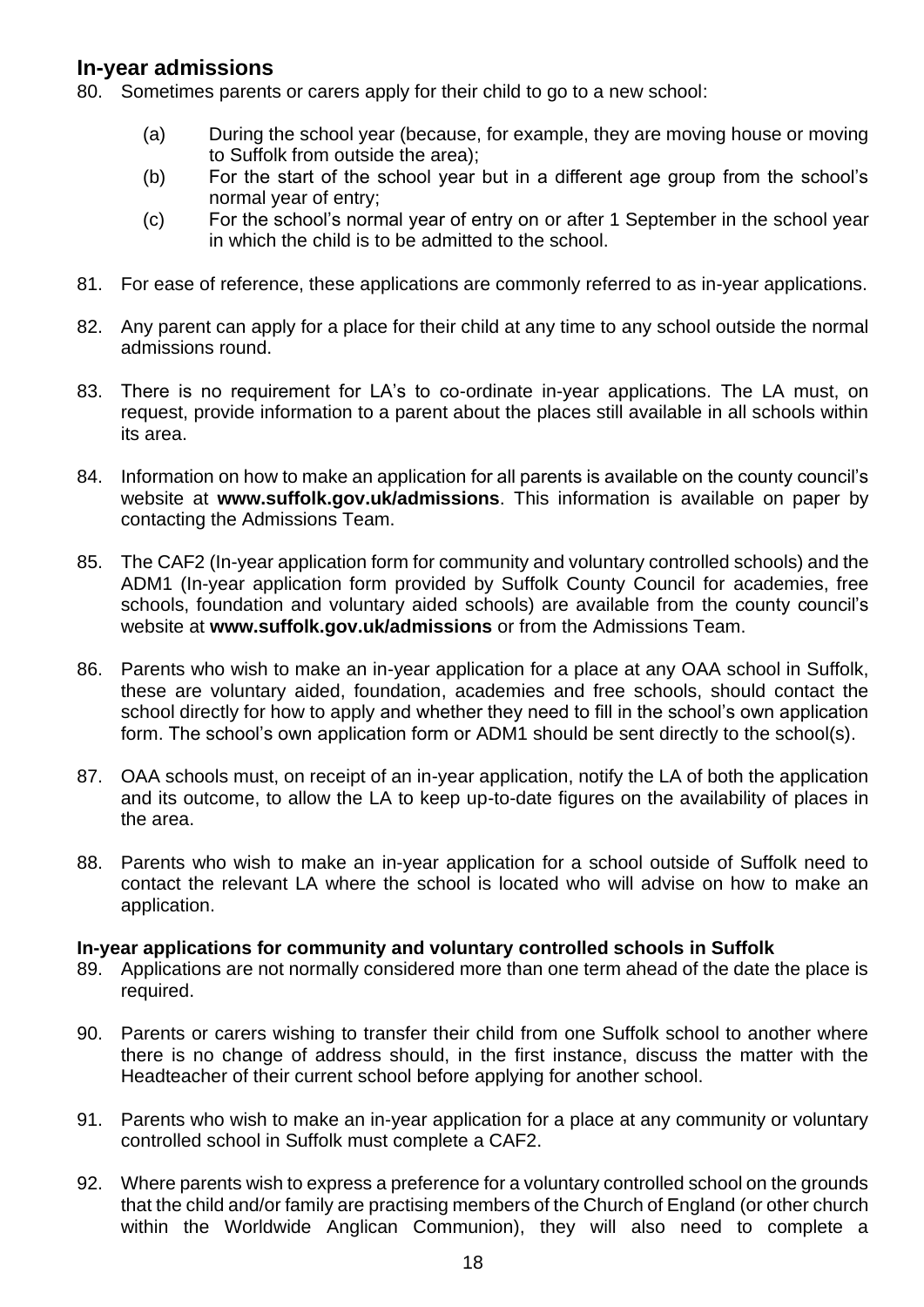## In-year admissions

80. Sometimes parents or carers apply for their child to go to a new school:

    (a) During the school year (because, for example, they are moving house or moving to Suffolk from outside the area);

    (b) For the start of the school year but in a different age group from the school's normal year of entry;

    (c) For the school's normal year of entry on or after 1 September in the school year in which the child is to be admitted to the school.

81. For ease of reference, these applications are commonly referred to as in-year applications.

82. Any parent can apply for a place for their child at any time to any school outside the normal admissions round.

83. There is no requirement for LA's to co-ordinate in-year applications. The LA must, on request, provide information to a parent about the places still available in all schools within its area.

84. Information on how to make an application for all parents is available on the county council's website at **www.suffolk.gov.uk/admissions**. This information is available on paper by contacting the Admissions Team.

85. The CAF2 (In-year application form for community and voluntary controlled schools) and the ADM1 (In-year application form provided by Suffolk County Council for academies, free schools, foundation and voluntary aided schools) are available from the county council's website at **www.suffolk.gov.uk/admissions** or from the Admissions Team.

86. Parents who wish to make an in-year application for a place at any OAA school in Suffolk, these are voluntary aided, foundation, academies and free schools, should contact the school directly for how to apply and whether they need to fill in the school's own application form. The school's own application form or ADM1 should be sent directly to the school(s).

87. OAA schools must, on receipt of an in-year application, notify the LA of both the application and its outcome, to allow the LA to keep up-to-date figures on the availability of places in the area.

88. Parents who wish to make an in-year application for a school outside of Suffolk need to contact the relevant LA where the school is located who will advise on how to make an application.

### In-year applications for community and voluntary controlled schools in Suffolk

89. Applications are not normally considered more than one term ahead of the date the place is required.

90. Parents or carers wishing to transfer their child from one Suffolk school to another where there is no change of address should, in the first instance, discuss the matter with the Headteacher of their current school before applying for another school.

91. Parents who wish to make an in-year application for a place at any community or voluntary controlled school in Suffolk must complete a CAF2.

92. Where parents wish to express a preference for a voluntary controlled school on the grounds that the child and/or family are practising members of the Church of England (or other church within the Worldwide Anglican Communion), they will also need to complete a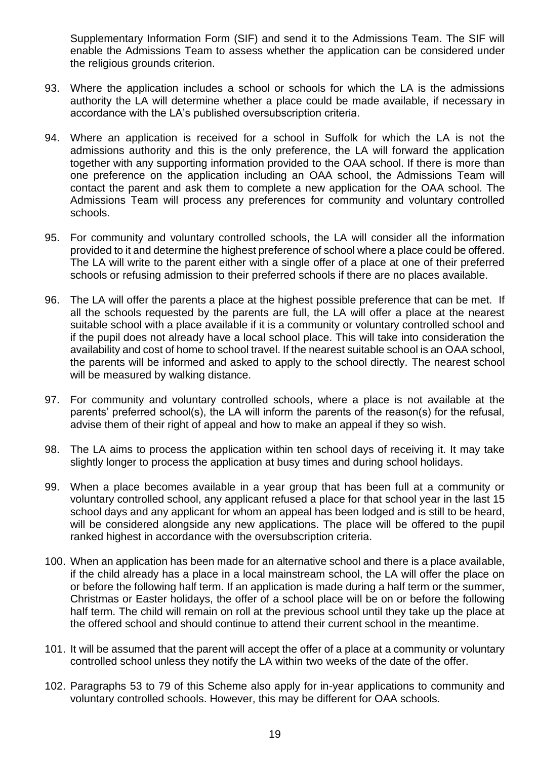Supplementary Information Form (SIF) and send it to the Admissions Team. The SIF will enable the Admissions Team to assess whether the application can be considered under the religious grounds criterion.

93. Where the application includes a school or schools for which the LA is the admissions authority the LA will determine whether a place could be made available, if necessary in accordance with the LA's published oversubscription criteria.

94. Where an application is received for a school in Suffolk for which the LA is not the admissions authority and this is the only preference, the LA will forward the application together with any supporting information provided to the OAA school. If there is more than one preference on the application including an OAA school, the Admissions Team will contact the parent and ask them to complete a new application for the OAA school. The Admissions Team will process any preferences for community and voluntary controlled schools.

95. For community and voluntary controlled schools, the LA will consider all the information provided to it and determine the highest preference of school where a place could be offered. The LA will write to the parent either with a single offer of a place at one of their preferred schools or refusing admission to their preferred schools if there are no places available.

96. The LA will offer the parents a place at the highest possible preference that can be met. If all the schools requested by the parents are full, the LA will offer a place at the nearest suitable school with a place available if it is a community or voluntary controlled school and if the pupil does not already have a local school place. This will take into consideration the availability and cost of home to school travel. If the nearest suitable school is an OAA school, the parents will be informed and asked to apply to the school directly. The nearest school will be measured by walking distance.

97. For community and voluntary controlled schools, where a place is not available at the parents' preferred school(s), the LA will inform the parents of the reason(s) for the refusal, advise them of their right of appeal and how to make an appeal if they so wish.

98. The LA aims to process the application within ten school days of receiving it. It may take slightly longer to process the application at busy times and during school holidays.

99. When a place becomes available in a year group that has been full at a community or voluntary controlled school, any applicant refused a place for that school year in the last 15 school days and any applicant for whom an appeal has been lodged and is still to be heard, will be considered alongside any new applications. The place will be offered to the pupil ranked highest in accordance with the oversubscription criteria.

100. When an application has been made for an alternative school and there is a place available, if the child already has a place in a local mainstream school, the LA will offer the place on or before the following half term. If an application is made during a half term or the summer, Christmas or Easter holidays, the offer of a school place will be on or before the following half term. The child will remain on roll at the previous school until they take up the place at the offered school and should continue to attend their current school in the meantime.

101. It will be assumed that the parent will accept the offer of a place at a community or voluntary controlled school unless they notify the LA within two weeks of the date of the offer.

102. Paragraphs 53 to 79 of this Scheme also apply for in-year applications to community and voluntary controlled schools. However, this may be different for OAA schools.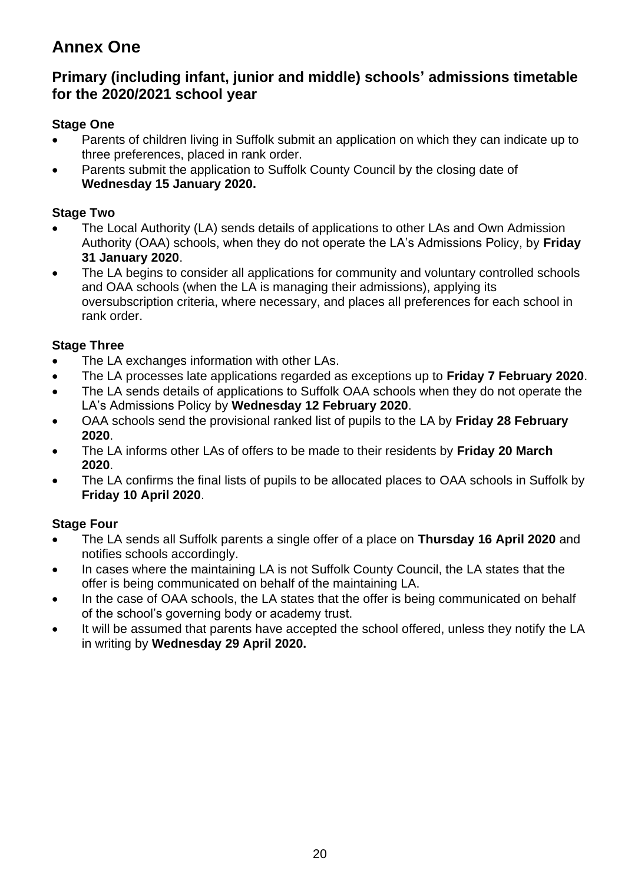# Annex One

## Primary (including infant, junior and middle) schools' admissions timetable for the 2020/2021 school year

### Stage One

- Parents of children living in Suffolk submit an application on which they can indicate up to three preferences, placed in rank order.
- Parents submit the application to Suffolk County Council by the closing date of **Wednesday 15 January 2020.**

### Stage Two

- The Local Authority (LA) sends details of applications to other LAs and Own Admission Authority (OAA) schools, when they do not operate the LA's Admissions Policy, by **Friday 31 January 2020**.
- The LA begins to consider all applications for community and voluntary controlled schools and OAA schools (when the LA is managing their admissions), applying its oversubscription criteria, where necessary, and places all preferences for each school in rank order.

### Stage Three

- The LA exchanges information with other LAs.
- The LA processes late applications regarded as exceptions up to **Friday 7 February 2020**.
- The LA sends details of applications to Suffolk OAA schools when they do not operate the LA's Admissions Policy by **Wednesday 12 February 2020**.
- OAA schools send the provisional ranked list of pupils to the LA by **Friday 28 February 2020**.
- The LA informs other LAs of offers to be made to their residents by **Friday 20 March 2020**.
- The LA confirms the final lists of pupils to be allocated places to OAA schools in Suffolk by **Friday 10 April 2020**.

### Stage Four

- The LA sends all Suffolk parents a single offer of a place on **Thursday 16 April 2020** and notifies schools accordingly.
- In cases where the maintaining LA is not Suffolk County Council, the LA states that the offer is being communicated on behalf of the maintaining LA.
- In the case of OAA schools, the LA states that the offer is being communicated on behalf of the school's governing body or academy trust.
- It will be assumed that parents have accepted the school offered, unless they notify the LA in writing by **Wednesday 29 April 2020.**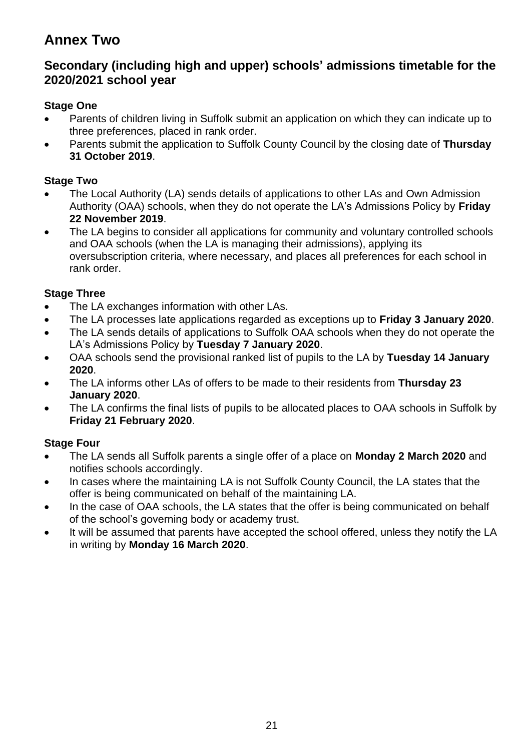# Annex Two

## Secondary (including high and upper) schools' admissions timetable for the 2020/2021 school year

### Stage One

- Parents of children living in Suffolk submit an application on which they can indicate up to three preferences, placed in rank order.
- Parents submit the application to Suffolk County Council by the closing date of **Thursday 31 October 2019**.

### Stage Two

- The Local Authority (LA) sends details of applications to other LAs and Own Admission Authority (OAA) schools, when they do not operate the LA's Admissions Policy by **Friday 22 November 2019**.
- The LA begins to consider all applications for community and voluntary controlled schools and OAA schools (when the LA is managing their admissions), applying its oversubscription criteria, where necessary, and places all preferences for each school in rank order.

### Stage Three

- The LA exchanges information with other LAs.
- The LA processes late applications regarded as exceptions up to **Friday 3 January 2020**.
- The LA sends details of applications to Suffolk OAA schools when they do not operate the LA's Admissions Policy by **Tuesday 7 January 2020**.
- OAA schools send the provisional ranked list of pupils to the LA by **Tuesday 14 January 2020**.
- The LA informs other LAs of offers to be made to their residents from **Thursday 23 January 2020**.
- The LA confirms the final lists of pupils to be allocated places to OAA schools in Suffolk by **Friday 21 February 2020**.

### Stage Four

- The LA sends all Suffolk parents a single offer of a place on **Monday 2 March 2020** and notifies schools accordingly.
- In cases where the maintaining LA is not Suffolk County Council, the LA states that the offer is being communicated on behalf of the maintaining LA.
- In the case of OAA schools, the LA states that the offer is being communicated on behalf of the school's governing body or academy trust.
- It will be assumed that parents have accepted the school offered, unless they notify the LA in writing by **Monday 16 March 2020**.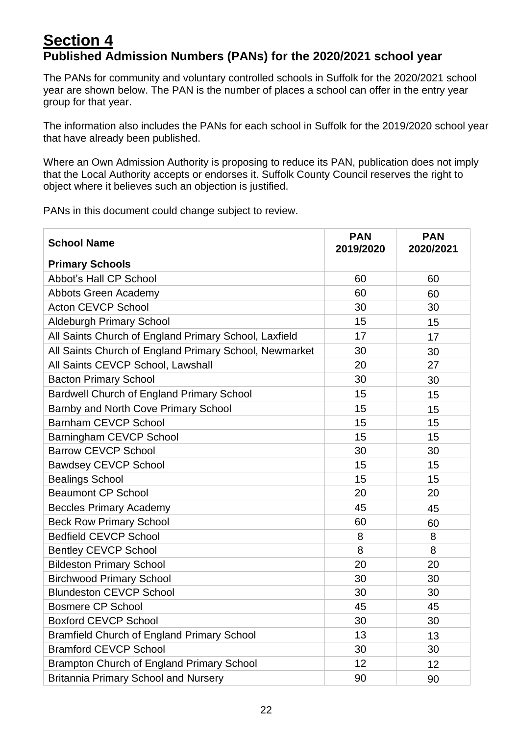# Section 4

## Published Admission Numbers (PANs) for the 2020/2021 school year

The PANs for community and voluntary controlled schools in Suffolk for the 2020/2021 school year are shown below. The PAN is the number of places a school can offer in the entry year group for that year.

The information also includes the PANs for each school in Suffolk for the 2019/2020 school year that have already been published.

Where an Own Admission Authority is proposing to reduce its PAN, publication does not imply that the Local Authority accepts or endorses it. Suffolk County Council reserves the right to object where it believes such an objection is justified.

PANs in this document could change subject to review.

| School Name | PAN 2019/2020 | PAN 2020/2021 |
|---|---|---|
| **Primary Schools** | | |
| Abbot's Hall CP School | 60 | 60 |
| Abbots Green Academy | 60 | 60 |
| Acton CEVCP School | 30 | 30 |
| Aldeburgh Primary School | 15 | 15 |
| All Saints Church of England Primary School, Laxfield | 17 | 17 |
| All Saints Church of England Primary School, Newmarket | 30 | 30 |
| All Saints CEVCP School, Lawshall | 20 | 27 |
| Bacton Primary School | 30 | 30 |
| Bardwell Church of England Primary School | 15 | 15 |
| Barnby and North Cove Primary School | 15 | 15 |
| Barnham CEVCP School | 15 | 15 |
| Barningham CEVCP School | 15 | 15 |
| Barrow CEVCP School | 30 | 30 |
| Bawdsey CEVCP School | 15 | 15 |
| Bealings School | 15 | 15 |
| Beaumont CP School | 20 | 20 |
| Beccles Primary Academy | 45 | 45 |
| Beck Row Primary School | 60 | 60 |
| Bedfield CEVCP School | 8 | 8 |
| Bentley CEVCP School | 8 | 8 |
| Bildeston Primary School | 20 | 20 |
| Birchwood Primary School | 30 | 30 |
| Blundeston CEVCP School | 30 | 30 |
| Bosmere CP School | 45 | 45 |
| Boxford CEVCP School | 30 | 30 |
| Bramfield Church of England Primary School | 13 | 13 |
| Bramford CEVCP School | 30 | 30 |
| Brampton Church of England Primary School | 12 | 12 |
| Britannia Primary School and Nursery | 90 | 90 |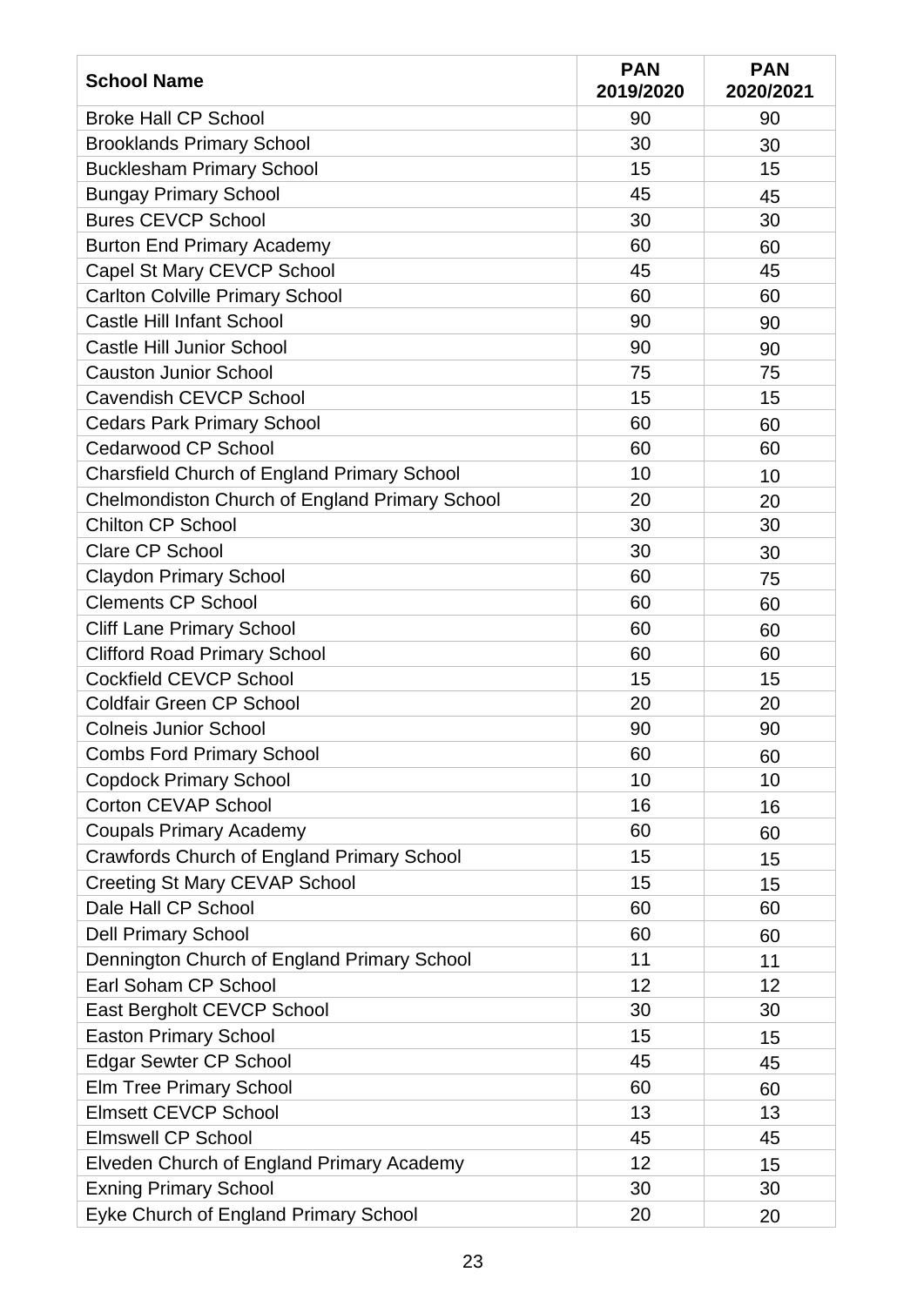| School Name | PAN 2019/2020 | PAN 2020/2021 |
|---|---|---|
| Broke Hall CP School | 90 | 90 |
| Brooklands Primary School | 30 | 30 |
| Bucklesham Primary School | 15 | 15 |
| Bungay Primary School | 45 | 45 |
| Bures CEVCP School | 30 | 30 |
| Burton End Primary Academy | 60 | 60 |
| Capel St Mary CEVCP School | 45 | 45 |
| Carlton Colville Primary School | 60 | 60 |
| Castle Hill Infant School | 90 | 90 |
| Castle Hill Junior School | 90 | 90 |
| Causton Junior School | 75 | 75 |
| Cavendish CEVCP School | 15 | 15 |
| Cedars Park Primary School | 60 | 60 |
| Cedarwood CP School | 60 | 60 |
| Charsfield Church of England Primary School | 10 | 10 |
| Chelmondiston Church of England Primary School | 20 | 20 |
| Chilton CP School | 30 | 30 |
| Clare CP School | 30 | 30 |
| Claydon Primary School | 60 | 75 |
| Clements CP School | 60 | 60 |
| Cliff Lane Primary School | 60 | 60 |
| Clifford Road Primary School | 60 | 60 |
| Cockfield CEVCP School | 15 | 15 |
| Coldfair Green CP School | 20 | 20 |
| Colneis Junior School | 90 | 90 |
| Combs Ford Primary School | 60 | 60 |
| Copdock Primary School | 10 | 10 |
| Corton CEVAP School | 16 | 16 |
| Coupals Primary Academy | 60 | 60 |
| Crawfords Church of England Primary School | 15 | 15 |
| Creeting St Mary CEVAP School | 15 | 15 |
| Dale Hall CP School | 60 | 60 |
| Dell Primary School | 60 | 60 |
| Dennington Church of England Primary School | 11 | 11 |
| Earl Soham CP School | 12 | 12 |
| East Bergholt CEVCP School | 30 | 30 |
| Easton Primary School | 15 | 15 |
| Edgar Sewter CP School | 45 | 45 |
| Elm Tree Primary School | 60 | 60 |
| Elmsett CEVCP School | 13 | 13 |
| Elmswell CP School | 45 | 45 |
| Elveden Church of England Primary Academy | 12 | 15 |
| Exning Primary School | 30 | 30 |
| Eyke Church of England Primary School | 20 | 20 |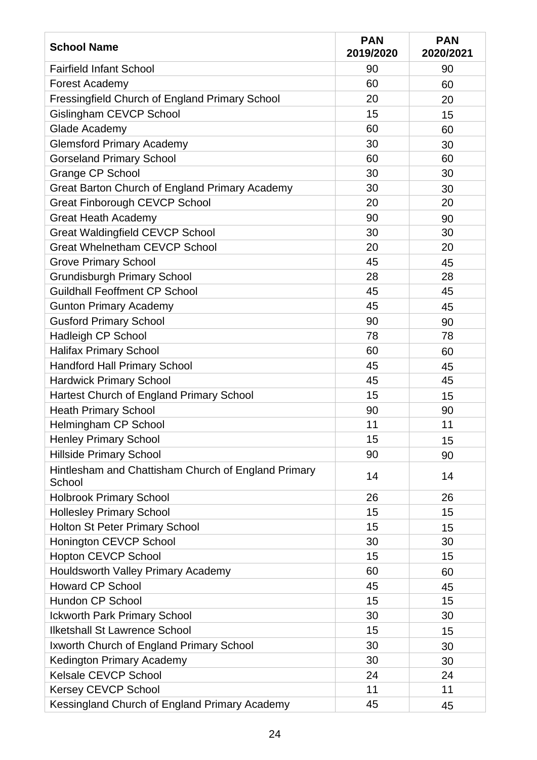| School Name | PAN 2019/2020 | PAN 2020/2021 |
|---|---|---|
| Fairfield Infant School | 90 | 90 |
| Forest Academy | 60 | 60 |
| Fressingfield Church of England Primary School | 20 | 20 |
| Gislingham CEVCP School | 15 | 15 |
| Glade Academy | 60 | 60 |
| Glemsford Primary Academy | 30 | 30 |
| Gorseland Primary School | 60 | 60 |
| Grange CP School | 30 | 30 |
| Great Barton Church of England Primary Academy | 30 | 30 |
| Great Finborough CEVCP School | 20 | 20 |
| Great Heath Academy | 90 | 90 |
| Great Waldingfield CEVCP School | 30 | 30 |
| Great Whelnetham CEVCP School | 20 | 20 |
| Grove Primary School | 45 | 45 |
| Grundisburgh Primary School | 28 | 28 |
| Guildhall Feoffment CP School | 45 | 45 |
| Gunton Primary Academy | 45 | 45 |
| Gusford Primary School | 90 | 90 |
| Hadleigh CP School | 78 | 78 |
| Halifax Primary School | 60 | 60 |
| Handford Hall Primary School | 45 | 45 |
| Hardwick Primary School | 45 | 45 |
| Hartest Church of England Primary School | 15 | 15 |
| Heath Primary School | 90 | 90 |
| Helmingham CP School | 11 | 11 |
| Henley Primary School | 15 | 15 |
| Hillside Primary School | 90 | 90 |
| Hintlesham and Chattisham Church of England Primary School | 14 | 14 |
| Holbrook Primary School | 26 | 26 |
| Hollesley Primary School | 15 | 15 |
| Holton St Peter Primary School | 15 | 15 |
| Honington CEVCP School | 30 | 30 |
| Hopton CEVCP School | 15 | 15 |
| Houldsworth Valley Primary Academy | 60 | 60 |
| Howard CP School | 45 | 45 |
| Hundon CP School | 15 | 15 |
| Ickworth Park Primary School | 30 | 30 |
| Ilketshall St Lawrence School | 15 | 15 |
| Ixworth Church of England Primary School | 30 | 30 |
| Kedington Primary Academy | 30 | 30 |
| Kelsale CEVCP School | 24 | 24 |
| Kersey CEVCP School | 11 | 11 |
| Kessingland Church of England Primary Academy | 45 | 45 |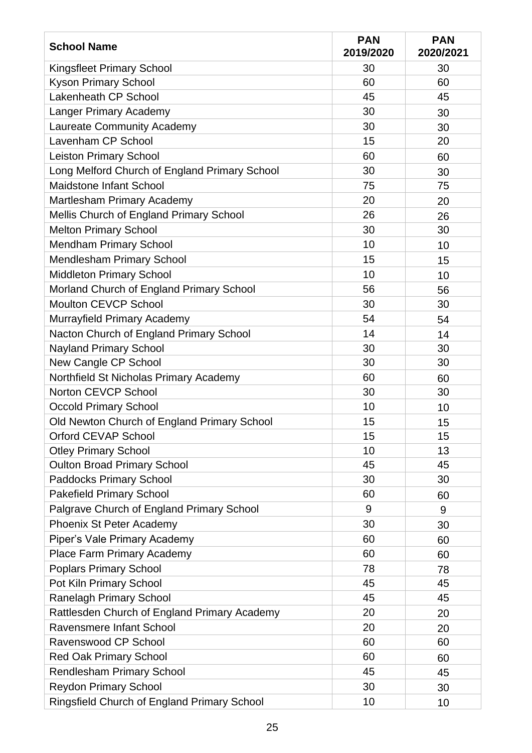| School Name | PAN 2019/2020 | PAN 2020/2021 |
|---|---|---|
| Kingsfleet Primary School | 30 | 30 |
| Kyson Primary School | 60 | 60 |
| Lakenheath CP School | 45 | 45 |
| Langer Primary Academy | 30 | 30 |
| Laureate Community Academy | 30 | 30 |
| Lavenham CP School | 15 | 20 |
| Leiston Primary School | 60 | 60 |
| Long Melford Church of England Primary School | 30 | 30 |
| Maidstone Infant School | 75 | 75 |
| Martlesham Primary Academy | 20 | 20 |
| Mellis Church of England Primary School | 26 | 26 |
| Melton Primary School | 30 | 30 |
| Mendham Primary School | 10 | 10 |
| Mendlesham Primary School | 15 | 15 |
| Middleton Primary School | 10 | 10 |
| Morland Church of England Primary School | 56 | 56 |
| Moulton CEVCP School | 30 | 30 |
| Murrayfield Primary Academy | 54 | 54 |
| Nacton Church of England Primary School | 14 | 14 |
| Nayland Primary School | 30 | 30 |
| New Cangle CP School | 30 | 30 |
| Northfield St Nicholas Primary Academy | 60 | 60 |
| Norton CEVCP School | 30 | 30 |
| Occold Primary School | 10 | 10 |
| Old Newton Church of England Primary School | 15 | 15 |
| Orford CEVAP School | 15 | 15 |
| Otley Primary School | 10 | 13 |
| Oulton Broad Primary School | 45 | 45 |
| Paddocks Primary School | 30 | 30 |
| Pakefield Primary School | 60 | 60 |
| Palgrave Church of England Primary School | 9 | 9 |
| Phoenix St Peter Academy | 30 | 30 |
| Piper's Vale Primary Academy | 60 | 60 |
| Place Farm Primary Academy | 60 | 60 |
| Poplars Primary School | 78 | 78 |
| Pot Kiln Primary School | 45 | 45 |
| Ranelagh Primary School | 45 | 45 |
| Rattlesden Church of England Primary Academy | 20 | 20 |
| Ravensmere Infant School | 20 | 20 |
| Ravenswood CP School | 60 | 60 |
| Red Oak Primary School | 60 | 60 |
| Rendlesham Primary School | 45 | 45 |
| Reydon Primary School | 30 | 30 |
| Ringsfield Church of England Primary School | 10 | 10 |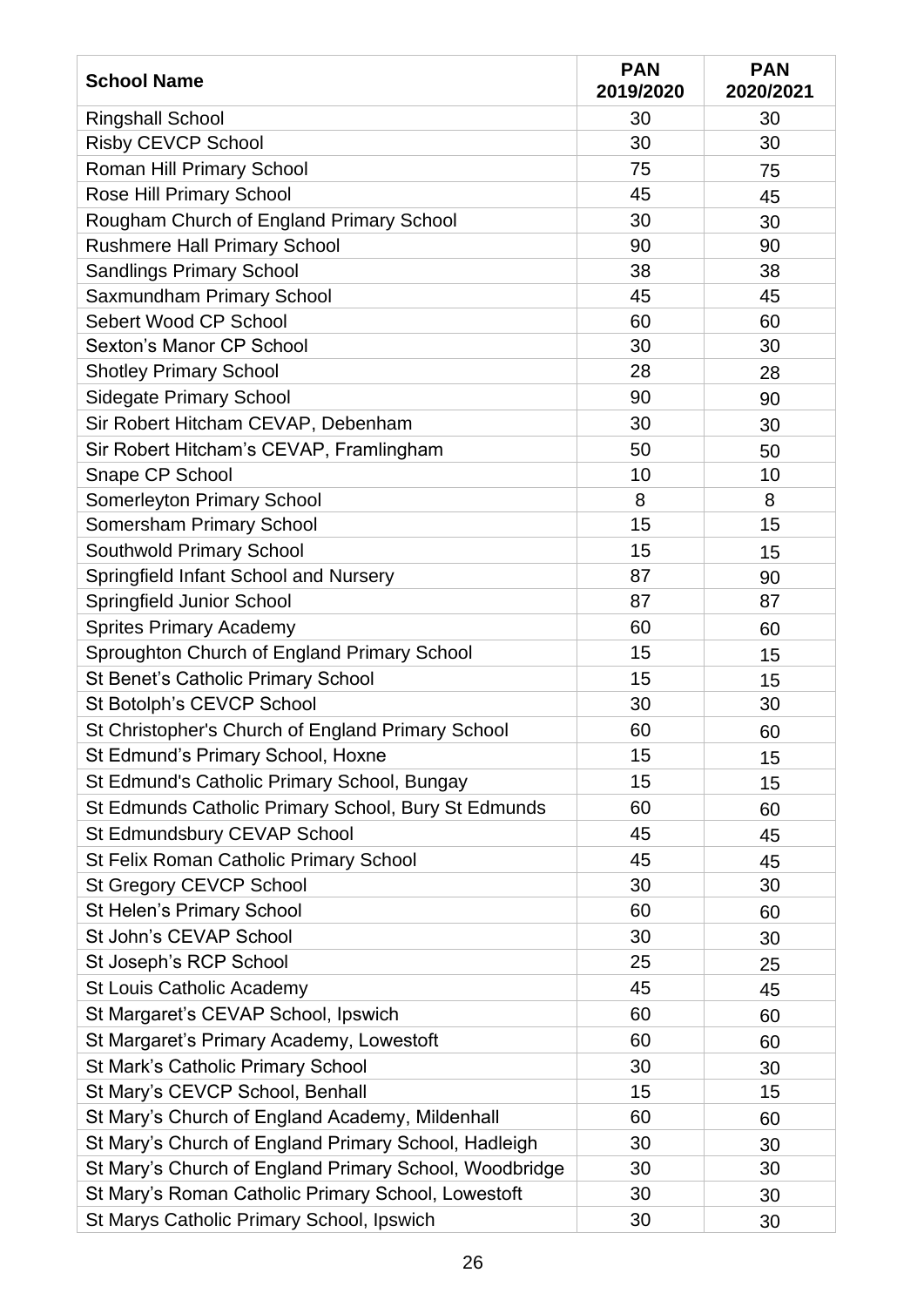| School Name | PAN 2019/2020 | PAN 2020/2021 |
|---|---|---|
| Ringshall School | 30 | 30 |
| Risby CEVCP School | 30 | 30 |
| Roman Hill Primary School | 75 | 75 |
| Rose Hill Primary School | 45 | 45 |
| Rougham Church of England Primary School | 30 | 30 |
| Rushmere Hall Primary School | 90 | 90 |
| Sandlings Primary School | 38 | 38 |
| Saxmundham Primary School | 45 | 45 |
| Sebert Wood CP School | 60 | 60 |
| Sexton's Manor CP School | 30 | 30 |
| Shotley Primary School | 28 | 28 |
| Sidegate Primary School | 90 | 90 |
| Sir Robert Hitcham CEVAP, Debenham | 30 | 30 |
| Sir Robert Hitcham's CEVAP, Framlingham | 50 | 50 |
| Snape CP School | 10 | 10 |
| Somerleyton Primary School | 8 | 8 |
| Somersham Primary School | 15 | 15 |
| Southwold Primary School | 15 | 15 |
| Springfield Infant School and Nursery | 87 | 90 |
| Springfield Junior School | 87 | 87 |
| Sprites Primary Academy | 60 | 60 |
| Sproughton Church of England Primary School | 15 | 15 |
| St Benet's Catholic Primary School | 15 | 15 |
| St Botolph's CEVCP School | 30 | 30 |
| St Christopher's Church of England Primary School | 60 | 60 |
| St Edmund's Primary School, Hoxne | 15 | 15 |
| St Edmund's Catholic Primary School, Bungay | 15 | 15 |
| St Edmunds Catholic Primary School, Bury St Edmunds | 60 | 60 |
| St Edmundsbury CEVAP School | 45 | 45 |
| St Felix Roman Catholic Primary School | 45 | 45 |
| St Gregory CEVCP School | 30 | 30 |
| St Helen's Primary School | 60 | 60 |
| St John's CEVAP School | 30 | 30 |
| St Joseph's RCP School | 25 | 25 |
| St Louis Catholic Academy | 45 | 45 |
| St Margaret's CEVAP School, Ipswich | 60 | 60 |
| St Margaret's Primary Academy, Lowestoft | 60 | 60 |
| St Mark's Catholic Primary School | 30 | 30 |
| St Mary's CEVCP School, Benhall | 15 | 15 |
| St Mary's Church of England Academy, Mildenhall | 60 | 60 |
| St Mary's Church of England Primary School, Hadleigh | 30 | 30 |
| St Mary's Church of England Primary School, Woodbridge | 30 | 30 |
| St Mary's Roman Catholic Primary School, Lowestoft | 30 | 30 |
| St Marys Catholic Primary School, Ipswich | 30 | 30 |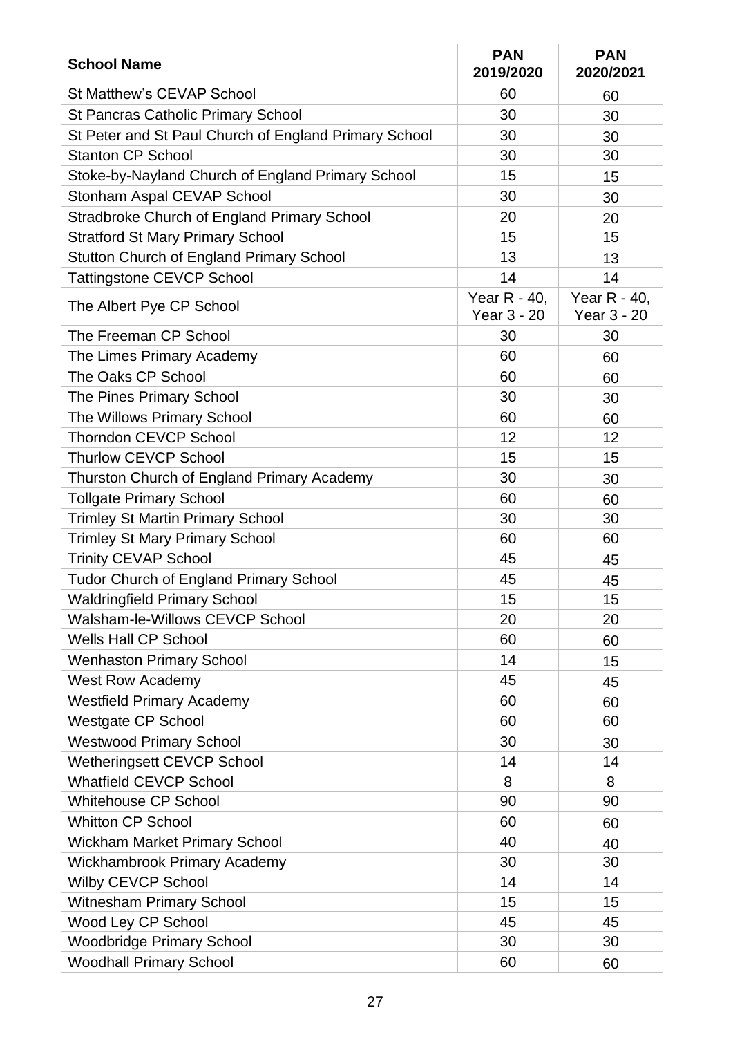| School Name | PAN 2019/2020 | PAN 2020/2021 |
|---|---|---|
| St Matthew's CEVAP School | 60 | 60 |
| St Pancras Catholic Primary School | 30 | 30 |
| St Peter and St Paul Church of England Primary School | 30 | 30 |
| Stanton CP School | 30 | 30 |
| Stoke-by-Nayland Church of England Primary School | 15 | 15 |
| Stonham Aspal CEVAP School | 30 | 30 |
| Stradbroke Church of England Primary School | 20 | 20 |
| Stratford St Mary Primary School | 15 | 15 |
| Stutton Church of England Primary School | 13 | 13 |
| Tattingstone CEVCP School | 14 | 14 |
| The Albert Pye CP School | Year R - 40, Year 3 - 20 | Year R - 40, Year 3 - 20 |
| The Freeman CP School | 30 | 30 |
| The Limes Primary Academy | 60 | 60 |
| The Oaks CP School | 60 | 60 |
| The Pines Primary School | 30 | 30 |
| The Willows Primary School | 60 | 60 |
| Thorndon CEVCP School | 12 | 12 |
| Thurlow CEVCP School | 15 | 15 |
| Thurston Church of England Primary Academy | 30 | 30 |
| Tollgate Primary School | 60 | 60 |
| Trimley St Martin Primary School | 30 | 30 |
| Trimley St Mary Primary School | 60 | 60 |
| Trinity CEVAP School | 45 | 45 |
| Tudor Church of England Primary School | 45 | 45 |
| Waldringfield Primary School | 15 | 15 |
| Walsham-le-Willows CEVCP School | 20 | 20 |
| Wells Hall CP School | 60 | 60 |
| Wenhaston Primary School | 14 | 15 |
| West Row Academy | 45 | 45 |
| Westfield Primary Academy | 60 | 60 |
| Westgate CP School | 60 | 60 |
| Westwood Primary School | 30 | 30 |
| Wetheringsett CEVCP School | 14 | 14 |
| Whatfield CEVCP School | 8 | 8 |
| Whitehouse CP School | 90 | 90 |
| Whitton CP School | 60 | 60 |
| Wickham Market Primary School | 40 | 40 |
| Wickhambrook Primary Academy | 30 | 30 |
| Wilby CEVCP School | 14 | 14 |
| Witnesham Primary School | 15 | 15 |
| Wood Ley CP School | 45 | 45 |
| Woodbridge Primary School | 30 | 30 |
| Woodhall Primary School | 60 | 60 |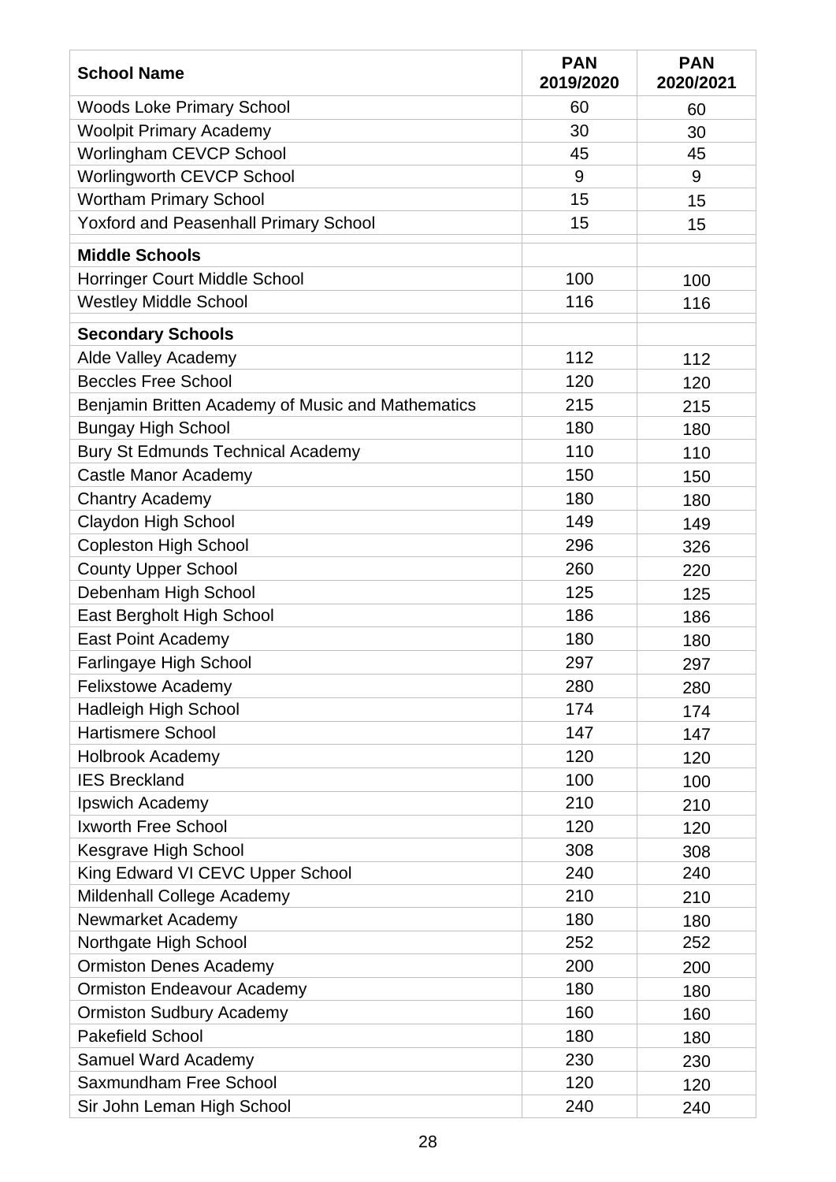| School Name | PAN 2019/2020 | PAN 2020/2021 |
|---|---|---|
| Woods Loke Primary School | 60 | 60 |
| Woolpit Primary Academy | 30 | 30 |
| Worlingham CEVCP School | 45 | 45 |
| Worlingworth CEVCP School | 9 | 9 |
| Wortham Primary School | 15 | 15 |
| Yoxford and Peasenhall Primary School | 15 | 15 |
| **Middle Schools** | | |
| Horringer Court Middle School | 100 | 100 |
| Westley Middle School | 116 | 116 |
| **Secondary Schools** | | |
| Alde Valley Academy | 112 | 112 |
| Beccles Free School | 120 | 120 |
| Benjamin Britten Academy of Music and Mathematics | 215 | 215 |
| Bungay High School | 180 | 180 |
| Bury St Edmunds Technical Academy | 110 | 110 |
| Castle Manor Academy | 150 | 150 |
| Chantry Academy | 180 | 180 |
| Claydon High School | 149 | 149 |
| Copleston High School | 296 | 326 |
| County Upper School | 260 | 220 |
| Debenham High School | 125 | 125 |
| East Bergholt High School | 186 | 186 |
| East Point Academy | 180 | 180 |
| Farlingaye High School | 297 | 297 |
| Felixstowe Academy | 280 | 280 |
| Hadleigh High School | 174 | 174 |
| Hartismere School | 147 | 147 |
| Holbrook Academy | 120 | 120 |
| IES Breckland | 100 | 100 |
| Ipswich Academy | 210 | 210 |
| Ixworth Free School | 120 | 120 |
| Kesgrave High School | 308 | 308 |
| King Edward VI CEVC Upper School | 240 | 240 |
| Mildenhall College Academy | 210 | 210 |
| Newmarket Academy | 180 | 180 |
| Northgate High School | 252 | 252 |
| Ormiston Denes Academy | 200 | 200 |
| Ormiston Endeavour Academy | 180 | 180 |
| Ormiston Sudbury Academy | 160 | 160 |
| Pakefield School | 180 | 180 |
| Samuel Ward Academy | 230 | 230 |
| Saxmundham Free School | 120 | 120 |
| Sir John Leman High School | 240 | 240 |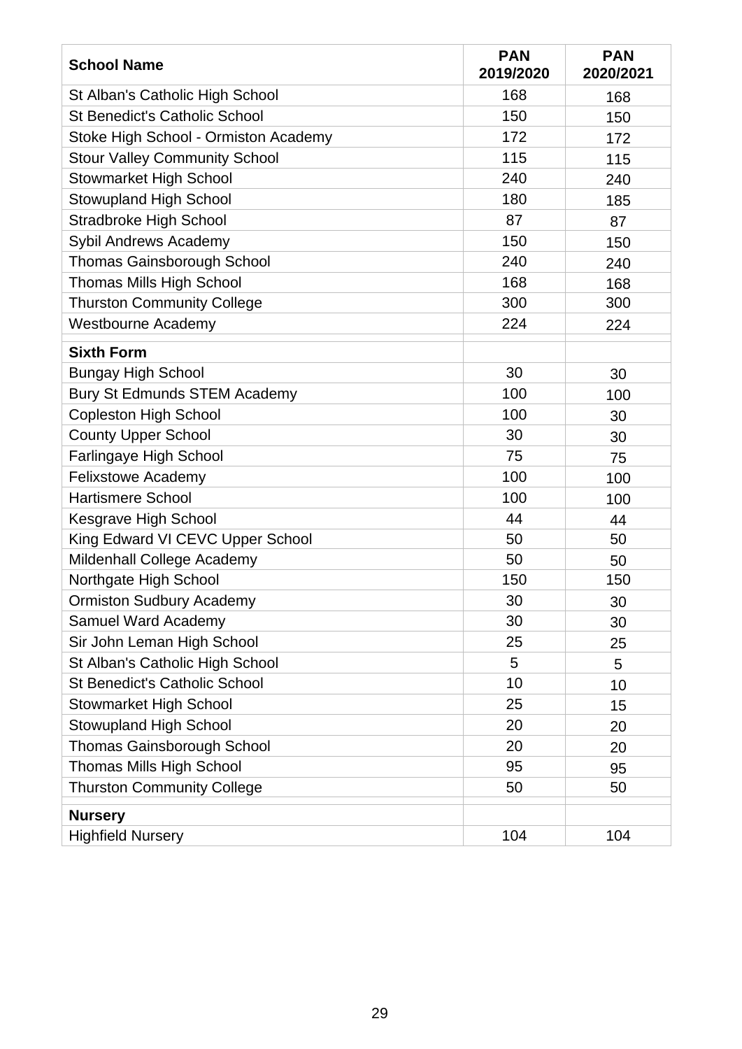| School Name | PAN 2019/2020 | PAN 2020/2021 |
|---|---|---|
| St Alban's Catholic High School | 168 | 168 |
| St Benedict's Catholic School | 150 | 150 |
| Stoke High School - Ormiston Academy | 172 | 172 |
| Stour Valley Community School | 115 | 115 |
| Stowmarket High School | 240 | 240 |
| Stowupland High School | 180 | 185 |
| Stradbroke High School | 87 | 87 |
| Sybil Andrews Academy | 150 | 150 |
| Thomas Gainsborough School | 240 | 240 |
| Thomas Mills High School | 168 | 168 |
| Thurston Community College | 300 | 300 |
| Westbourne Academy | 224 | 224 |
| **Sixth Form** | | |
| Bungay High School | 30 | 30 |
| Bury St Edmunds STEM Academy | 100 | 100 |
| Copleston High School | 100 | 30 |
| County Upper School | 30 | 30 |
| Farlingaye High School | 75 | 75 |
| Felixstowe Academy | 100 | 100 |
| Hartismere School | 100 | 100 |
| Kesgrave High School | 44 | 44 |
| King Edward VI CEVC Upper School | 50 | 50 |
| Mildenhall College Academy | 50 | 50 |
| Northgate High School | 150 | 150 |
| Ormiston Sudbury Academy | 30 | 30 |
| Samuel Ward Academy | 30 | 30 |
| Sir John Leman High School | 25 | 25 |
| St Alban's Catholic High School | 5 | 5 |
| St Benedict's Catholic School | 10 | 10 |
| Stowmarket High School | 25 | 15 |
| Stowupland High School | 20 | 20 |
| Thomas Gainsborough School | 20 | 20 |
| Thomas Mills High School | 95 | 95 |
| Thurston Community College | 50 | 50 |
| **Nursery** | | |
| Highfield Nursery | 104 | 104 |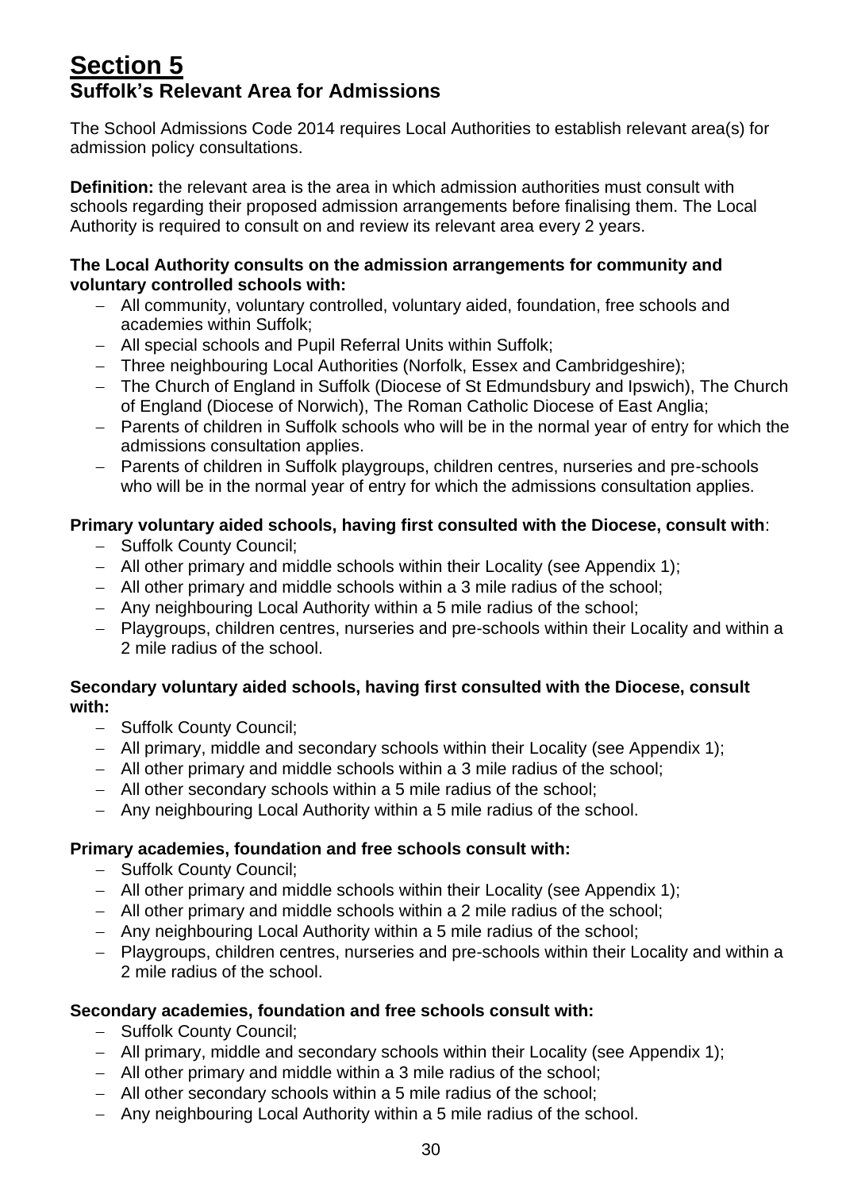# Section 5
## Suffolk's Relevant Area for Admissions

The School Admissions Code 2014 requires Local Authorities to establish relevant area(s) for admission policy consultations.

**Definition:** the relevant area is the area in which admission authorities must consult with schools regarding their proposed admission arrangements before finalising them. The Local Authority is required to consult on and review its relevant area every 2 years.

**The Local Authority consults on the admission arrangements for community and voluntary controlled schools with:**

- All community, voluntary controlled, voluntary aided, foundation, free schools and academies within Suffolk;
- All special schools and Pupil Referral Units within Suffolk;
- Three neighbouring Local Authorities (Norfolk, Essex and Cambridgeshire);
- The Church of England in Suffolk (Diocese of St Edmundsbury and Ipswich), The Church of England (Diocese of Norwich), The Roman Catholic Diocese of East Anglia;
- Parents of children in Suffolk schools who will be in the normal year of entry for which the admissions consultation applies.
- Parents of children in Suffolk playgroups, children centres, nurseries and pre-schools who will be in the normal year of entry for which the admissions consultation applies.

**Primary voluntary aided schools, having first consulted with the Diocese, consult with**:

- Suffolk County Council;
- All other primary and middle schools within their Locality (see Appendix 1);
- All other primary and middle schools within a 3 mile radius of the school;
- Any neighbouring Local Authority within a 5 mile radius of the school;
- Playgroups, children centres, nurseries and pre-schools within their Locality and within a 2 mile radius of the school.

**Secondary voluntary aided schools, having first consulted with the Diocese, consult with:**

- Suffolk County Council;
- All primary, middle and secondary schools within their Locality (see Appendix 1);
- All other primary and middle schools within a 3 mile radius of the school;
- All other secondary schools within a 5 mile radius of the school;
- Any neighbouring Local Authority within a 5 mile radius of the school.

**Primary academies, foundation and free schools consult with:**

- Suffolk County Council;
- All other primary and middle schools within their Locality (see Appendix 1);
- All other primary and middle schools within a 2 mile radius of the school;
- Any neighbouring Local Authority within a 5 mile radius of the school;
- Playgroups, children centres, nurseries and pre-schools within their Locality and within a 2 mile radius of the school.

**Secondary academies, foundation and free schools consult with:**

- Suffolk County Council;
- All primary, middle and secondary schools within their Locality (see Appendix 1);
- All other primary and middle within a 3 mile radius of the school;
- All other secondary schools within a 5 mile radius of the school;
- Any neighbouring Local Authority within a 5 mile radius of the school.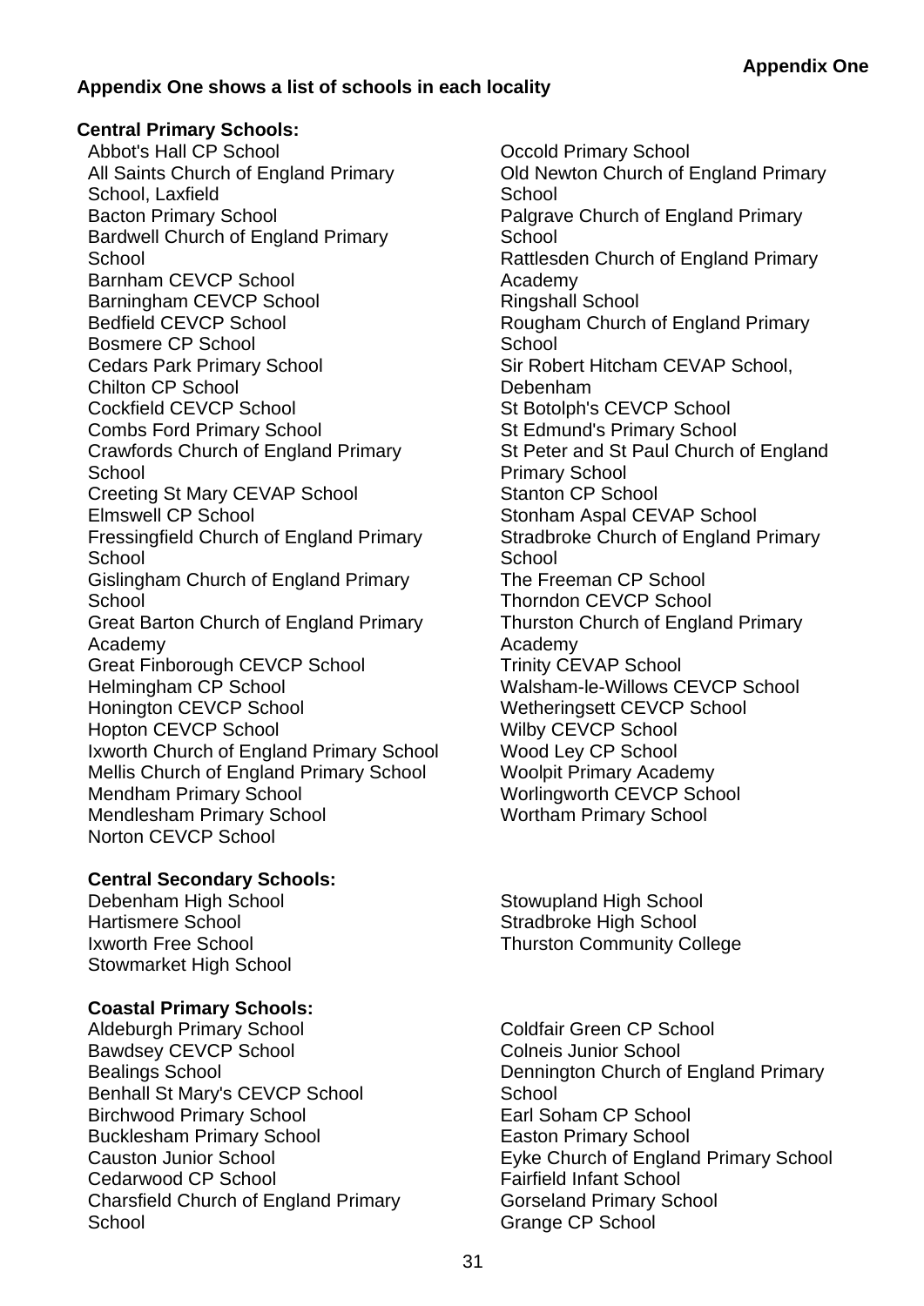**Appendix One**

**Appendix One shows a list of schools in each locality**

**Central Primary Schools:**

- Abbot's Hall CP School
- All Saints Church of England Primary School, Laxfield
- Bacton Primary School
- Bardwell Church of England Primary School
- Barnham CEVCP School
- Barningham CEVCP School
- Bedfield CEVCP School
- Bosmere CP School
- Cedars Park Primary School
- Chilton CP School
- Cockfield CEVCP School
- Combs Ford Primary School
- Crawfords Church of England Primary School
- Creeting St Mary CEVAP School
- Elmswell CP School
- Fressingfield Church of England Primary School
- Gislingham Church of England Primary School
- Great Barton Church of England Primary Academy
- Great Finborough CEVCP School
- Helmingham CP School
- Honington CEVCP School
- Hopton CEVCP School
- Ixworth Church of England Primary School
- Mellis Church of England Primary School
- Mendham Primary School
- Mendlesham Primary School
- Norton CEVCP School
- Occold Primary School
- Old Newton Church of England Primary School
- Palgrave Church of England Primary School
- Rattlesden Church of England Primary Academy
- Ringshall School
- Rougham Church of England Primary School
- Sir Robert Hitcham CEVAP School, Debenham
- St Botolph's CEVCP School
- St Edmund's Primary School
- St Peter and St Paul Church of England Primary School
- Stanton CP School
- Stonham Aspal CEVAP School
- Stradbroke Church of England Primary School
- The Freeman CP School
- Thorndon CEVCP School
- Thurston Church of England Primary Academy
- Trinity CEVAP School
- Walsham-le-Willows CEVCP School
- Wetheringsett CEVCP School
- Wilby CEVCP School
- Wood Ley CP School
- Woolpit Primary Academy
- Worlingworth CEVCP School
- Wortham Primary School

**Central Secondary Schools:**

- Debenham High School
- Hartismere School
- Ixworth Free School
- Stowmarket High School
- Stowupland High School
- Stradbroke High School
- Thurston Community College

**Coastal Primary Schools:**

- Aldeburgh Primary School
- Bawdsey CEVCP School
- Bealings School
- Benhall St Mary's CEVCP School
- Birchwood Primary School
- Bucklesham Primary School
- Causton Junior School
- Cedarwood CP School
- Charsfield Church of England Primary School
- Coldfair Green CP School
- Colneis Junior School
- Dennington Church of England Primary School
- Earl Soham CP School
- Easton Primary School
- Eyke Church of England Primary School
- Fairfield Infant School
- Gorseland Primary School
- Grange CP School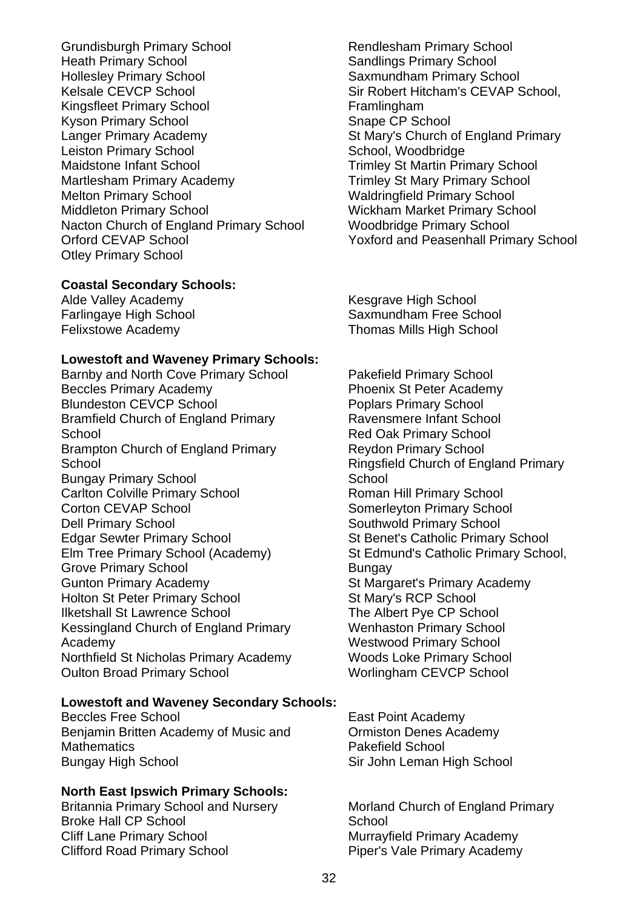Grundisburgh Primary School
Heath Primary School
Hollesley Primary School
Kelsale CEVCP School
Kingsfleet Primary School
Kyson Primary School
Langer Primary Academy
Leiston Primary School
Maidstone Infant School
Martlesham Primary Academy
Melton Primary School
Middleton Primary School
Nacton Church of England Primary School
Orford CEVAP School
Otley Primary School
Rendlesham Primary School
Sandlings Primary School
Saxmundham Primary School
Sir Robert Hitcham's CEVAP School, Framlingham
Snape CP School
St Mary's Church of England Primary School, Woodbridge
Trimley St Martin Primary School
Trimley St Mary Primary School
Waldringfield Primary School
Wickham Market Primary School
Woodbridge Primary School
Yoxford and Peasenhall Primary School

**Coastal Secondary Schools:**

Alde Valley Academy
Farlingaye High School
Felixstowe Academy
Kesgrave High School
Saxmundham Free School
Thomas Mills High School

**Lowestoft and Waveney Primary Schools:**

Barnby and North Cove Primary School
Beccles Primary Academy
Blundeston CEVCP School
Bramfield Church of England Primary School
Brampton Church of England Primary School
Bungay Primary School
Carlton Colville Primary School
Corton CEVAP School
Dell Primary School
Edgar Sewter Primary School
Elm Tree Primary School (Academy)
Grove Primary School
Gunton Primary Academy
Holton St Peter Primary School
Ilketshall St Lawrence School
Kessingland Church of England Primary Academy
Northfield St Nicholas Primary Academy
Oulton Broad Primary School
Pakefield Primary School
Phoenix St Peter Academy
Poplars Primary School
Ravensmere Infant School
Red Oak Primary School
Reydon Primary School
Ringsfield Church of England Primary School
Roman Hill Primary School
Somerleyton Primary School
Southwold Primary School
St Benet's Catholic Primary School
St Edmund's Catholic Primary School, Bungay
St Margaret's Primary Academy
St Mary's RCP School
The Albert Pye CP School
Wenhaston Primary School
Westwood Primary School
Woods Loke Primary School
Worlingham CEVCP School

**Lowestoft and Waveney Secondary Schools:**

Beccles Free School
Benjamin Britten Academy of Music and Mathematics
Bungay High School
East Point Academy
Ormiston Denes Academy
Pakefield School
Sir John Leman High School

**North East Ipswich Primary Schools:**

Britannia Primary School and Nursery
Broke Hall CP School
Cliff Lane Primary School
Clifford Road Primary School
Morland Church of England Primary School
Murrayfield Primary Academy
Piper's Vale Primary Academy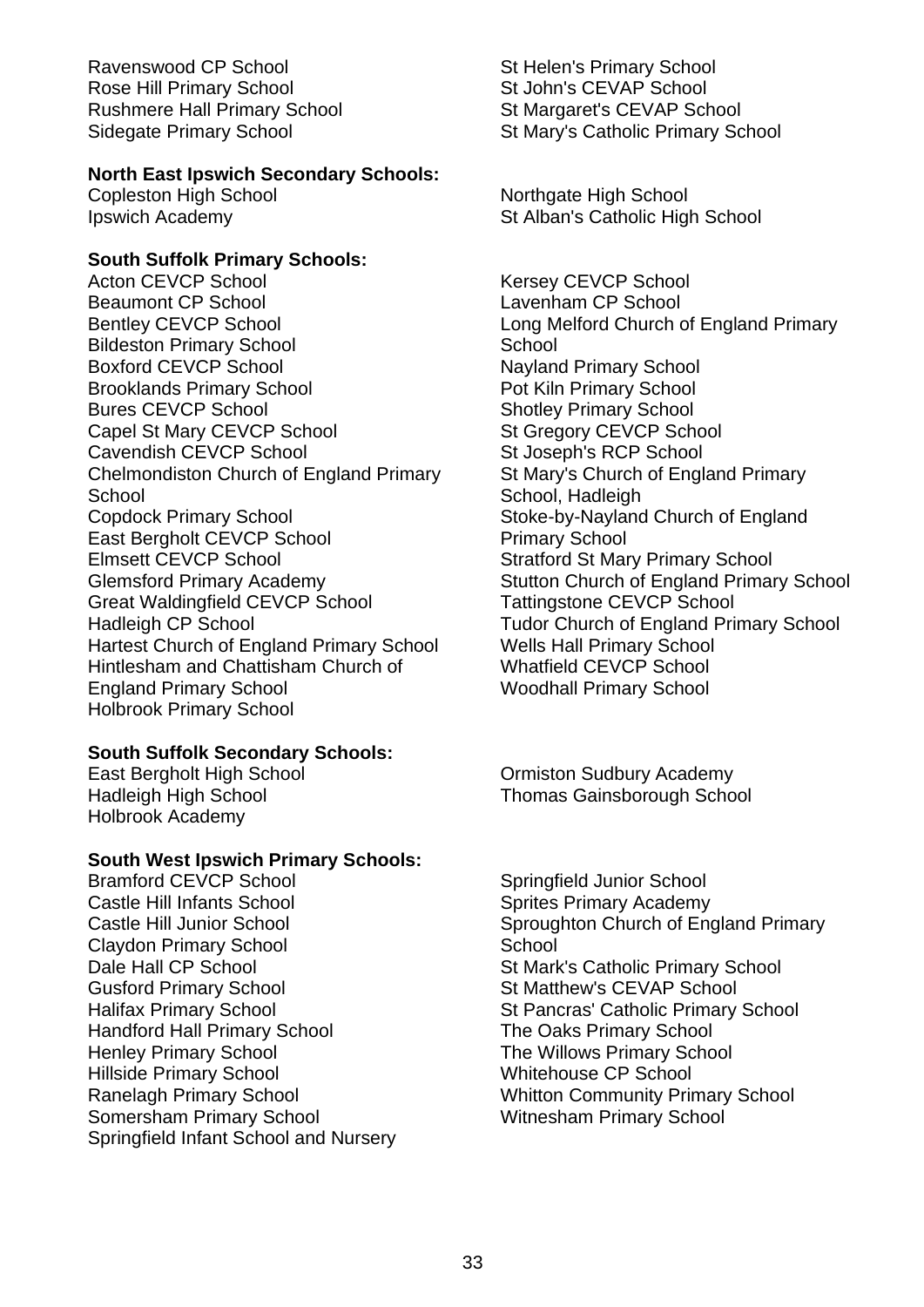Ravenswood CP School
Rose Hill Primary School
Rushmere Hall Primary School
Sidegate Primary School
St Helen's Primary School
St John's CEVAP School
St Margaret's CEVAP School
St Mary's Catholic Primary School

**North East Ipswich Secondary Schools:**

Copleston High School
Ipswich Academy
Northgate High School
St Alban's Catholic High School

**South Suffolk Primary Schools:**

Acton CEVCP School
Beaumont CP School
Bentley CEVCP School
Bildeston Primary School
Boxford CEVCP School
Brooklands Primary School
Bures CEVCP School
Capel St Mary CEVCP School
Cavendish CEVCP School
Chelmondiston Church of England Primary School
Copdock Primary School
East Bergholt CEVCP School
Elmsett CEVCP School
Glemsford Primary Academy
Great Waldingfield CEVCP School
Hadleigh CP School
Hartest Church of England Primary School
Hintlesham and Chattisham Church of England Primary School
Holbrook Primary School
Kersey CEVCP School
Lavenham CP School
Long Melford Church of England Primary School
Nayland Primary School
Pot Kiln Primary School
Shotley Primary School
St Gregory CEVCP School
St Joseph's RCP School
St Mary's Church of England Primary School, Hadleigh
Stoke-by-Nayland Church of England Primary School
Stratford St Mary Primary School
Stutton Church of England Primary School
Tattingstone CEVCP School
Tudor Church of England Primary School
Wells Hall Primary School
Whatfield CEVCP School
Woodhall Primary School

**South Suffolk Secondary Schools:**

East Bergholt High School
Hadleigh High School
Holbrook Academy
Ormiston Sudbury Academy
Thomas Gainsborough School

**South West Ipswich Primary Schools:**

Bramford CEVCP School
Castle Hill Infants School
Castle Hill Junior School
Claydon Primary School
Dale Hall CP School
Gusford Primary School
Halifax Primary School
Handford Hall Primary School
Henley Primary School
Hillside Primary School
Ranelagh Primary School
Somersham Primary School
Springfield Infant School and Nursery
Springfield Junior School
Sprites Primary Academy
Sproughton Church of England Primary School
St Mark's Catholic Primary School
St Matthew's CEVAP School
St Pancras' Catholic Primary School
The Oaks Primary School
The Willows Primary School
Whitehouse CP School
Whitton Community Primary School
Witnesham Primary School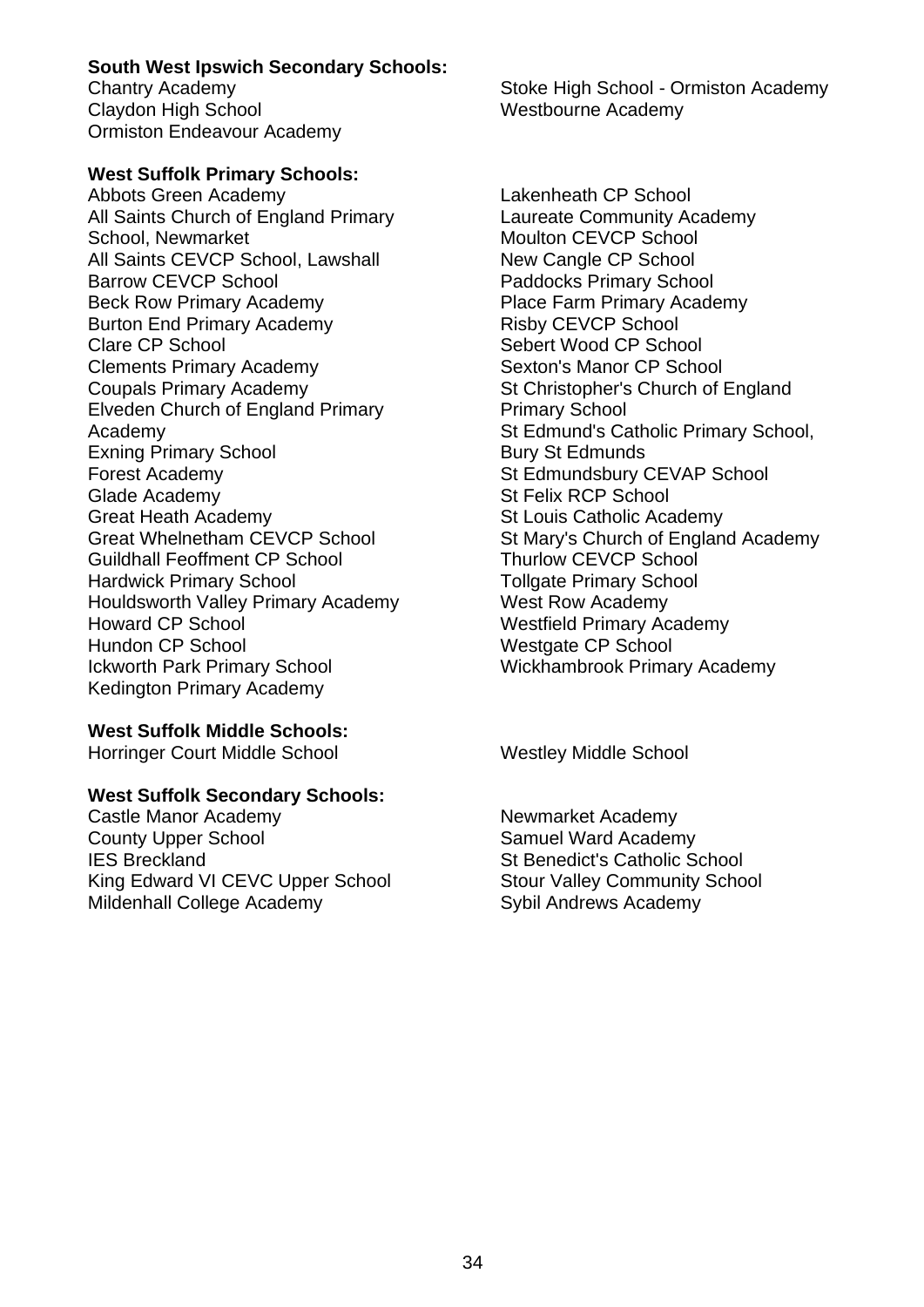**South West Ipswich Secondary Schools:**

Chantry Academy
Claydon High School
Ormiston Endeavour Academy
Stoke High School - Ormiston Academy
Westbourne Academy

**West Suffolk Primary Schools:**

Abbots Green Academy
All Saints Church of England Primary School, Newmarket
All Saints CEVCP School, Lawshall
Barrow CEVCP School
Beck Row Primary Academy
Burton End Primary Academy
Clare CP School
Clements Primary Academy
Coupals Primary Academy
Elveden Church of England Primary Academy
Exning Primary School
Forest Academy
Glade Academy
Great Heath Academy
Great Whelnetham CEVCP School
Guildhall Feoffment CP School
Hardwick Primary School
Houldsworth Valley Primary Academy
Howard CP School
Hundon CP School
Ickworth Park Primary School
Kedington Primary Academy
Lakenheath CP School
Laureate Community Academy
Moulton CEVCP School
New Cangle CP School
Paddocks Primary School
Place Farm Primary Academy
Risby CEVCP School
Sebert Wood CP School
Sexton's Manor CP School
St Christopher's Church of England Primary School
St Edmund's Catholic Primary School, Bury St Edmunds
St Edmundsbury CEVAP School
St Felix RCP School
St Louis Catholic Academy
St Mary's Church of England Academy
Thurlow CEVCP School
Tollgate Primary School
West Row Academy
Westfield Primary Academy
Westgate CP School
Wickhambrook Primary Academy

**West Suffolk Middle Schools:**

Horringer Court Middle School
Westley Middle School

**West Suffolk Secondary Schools:**

Castle Manor Academy
County Upper School
IES Breckland
King Edward VI CEVC Upper School
Mildenhall College Academy
Newmarket Academy
Samuel Ward Academy
St Benedict's Catholic School
Stour Valley Community School
Sybil Andrews Academy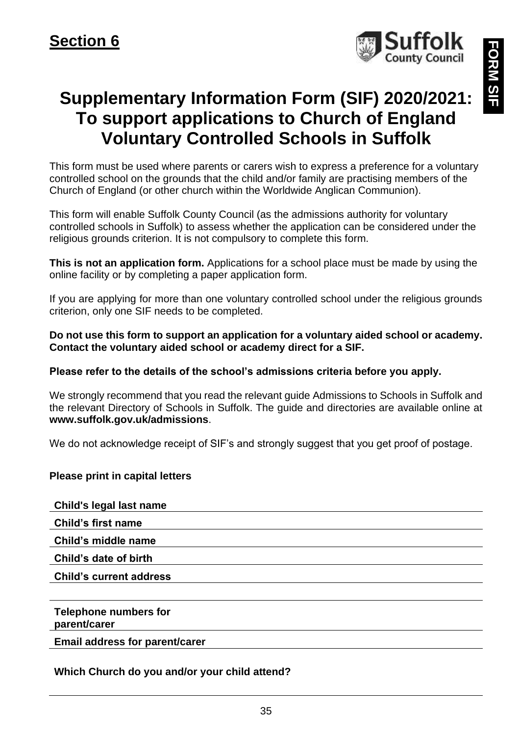## Section 6

FORM SIF

# Supplementary Information Form (SIF) 2020/2021: To support applications to Church of England Voluntary Controlled Schools in Suffolk

This form must be used where parents or carers wish to express a preference for a voluntary controlled school on the grounds that the child and/or family are practising members of the Church of England (or other church within the Worldwide Anglican Communion).

This form will enable Suffolk County Council (as the admissions authority for voluntary controlled schools in Suffolk) to assess whether the application can be considered under the religious grounds criterion. It is not compulsory to complete this form.

**This is not an application form.** Applications for a school place must be made by using the online facility or by completing a paper application form.

If you are applying for more than one voluntary controlled school under the religious grounds criterion, only one SIF needs to be completed.

**Do not use this form to support an application for a voluntary aided school or academy. Contact the voluntary aided school or academy direct for a SIF.**

**Please refer to the details of the school's admissions criteria before you apply.**

We strongly recommend that you read the relevant guide Admissions to Schools in Suffolk and the relevant Directory of Schools in Suffolk. The guide and directories are available online at **www.suffolk.gov.uk/admissions**.

We do not acknowledge receipt of SIF's and strongly suggest that you get proof of postage.

**Please print in capital letters**

**Child's legal last name** ______________________

**Child's first name** ______________________

**Child's middle name** ______________________

**Child's date of birth** ______________________

**Child's current address** ______________________

______________________

**Telephone numbers for parent/carer** ______________________

**Email address for parent/carer** ______________________

**Which Church do you and/or your child attend?**

______________________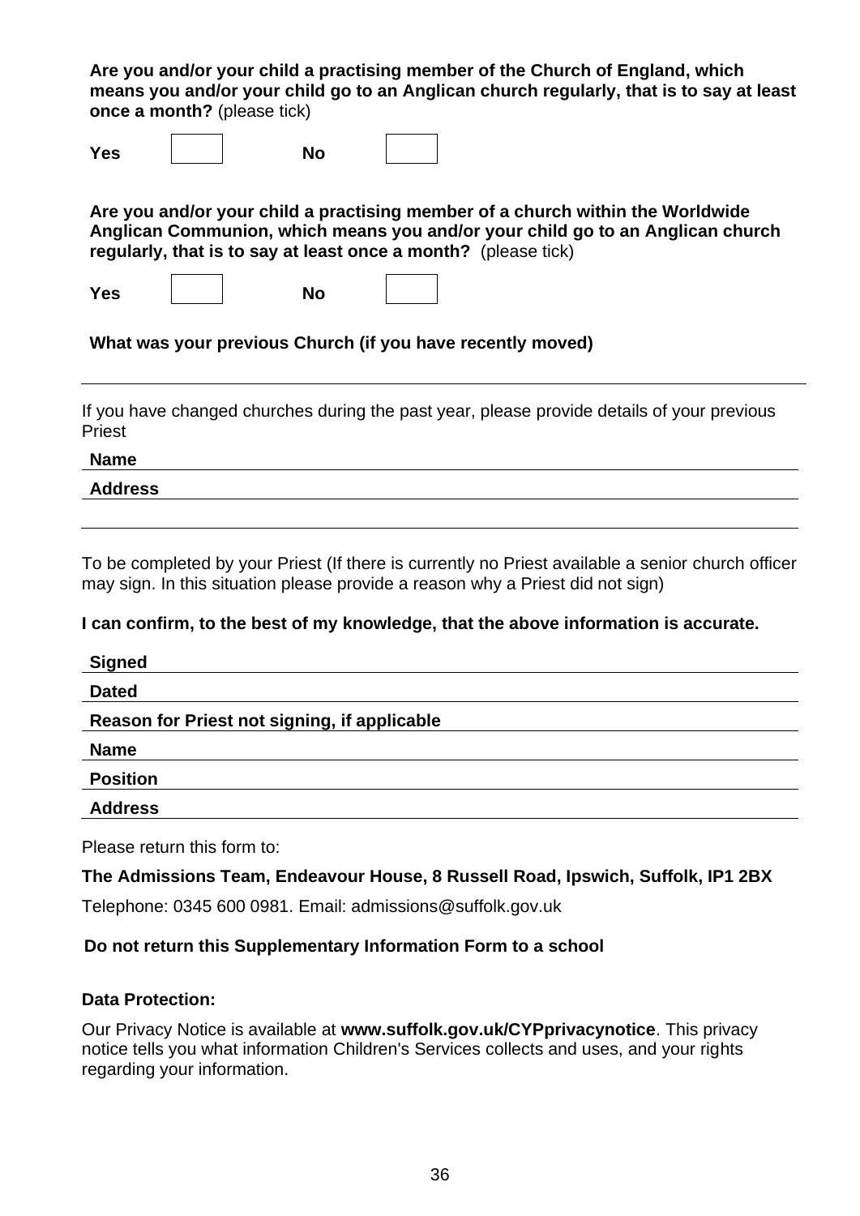**Are you and/or your child a practising member of the Church of England, which means you and/or your child go to an Anglican church regularly, that is to say at least once a month?** (please tick)

**Yes** ☐ **No** ☐

**Are you and/or your child a practising member of a church within the Worldwide Anglican Communion, which means you and/or your child go to an Anglican church regularly, that is to say at least once a month?** (please tick)

**Yes** ☐ **No** ☐

**What was your previous Church (if you have recently moved)**

---

If you have changed churches during the past year, please provide details of your previous Priest

**Name** \_\_\_\_\_\_\_\_\_\_\_\_\_\_\_\_\_\_\_\_

**Address** \_\_\_\_\_\_\_\_\_\_\_\_\_\_\_\_\_\_\_\_

---

To be completed by your Priest (If there is currently no Priest available a senior church officer may sign. In this situation please provide a reason why a Priest did not sign)

**I can confirm, to the best of my knowledge, that the above information is accurate.**

**Signed** \_\_\_\_\_\_\_\_\_\_\_\_\_\_\_\_\_\_\_\_

**Dated** \_\_\_\_\_\_\_\_\_\_\_\_\_\_\_\_\_\_\_\_

**Reason for Priest not signing, if applicable** \_\_\_\_\_\_\_\_\_\_\_\_\_\_\_\_\_\_\_\_

**Name** \_\_\_\_\_\_\_\_\_\_\_\_\_\_\_\_\_\_\_\_

**Position** \_\_\_\_\_\_\_\_\_\_\_\_\_\_\_\_\_\_\_\_

**Address** \_\_\_\_\_\_\_\_\_\_\_\_\_\_\_\_\_\_\_\_

Please return this form to:

**The Admissions Team, Endeavour House, 8 Russell Road, Ipswich, Suffolk, IP1 2BX**

Telephone: 0345 600 0981. Email: admissions@suffolk.gov.uk

**Do not return this Supplementary Information Form to a school**

**Data Protection:**

Our Privacy Notice is available at **www.suffolk.gov.uk/CYPprivacynotice**. This privacy notice tells you what information Children's Services collects and uses, and your rights regarding your information.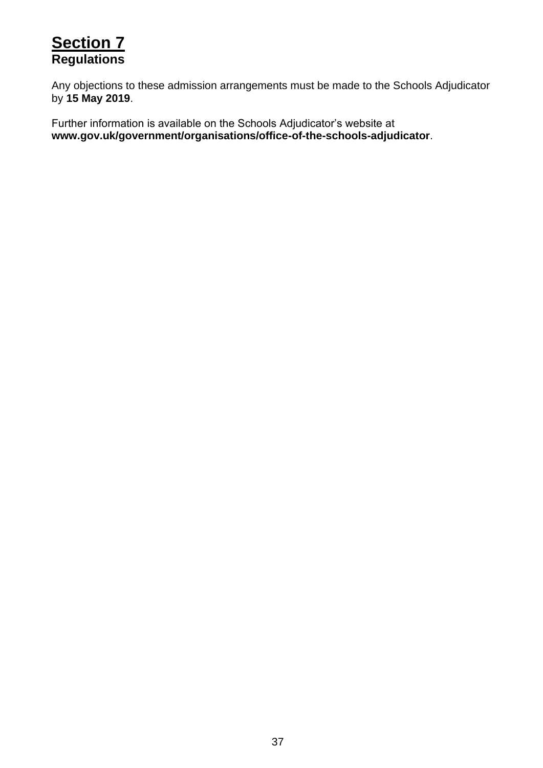# Section 7
## Regulations

Any objections to these admission arrangements must be made to the Schools Adjudicator by **15 May 2019**.

Further information is available on the Schools Adjudicator's website at **www.gov.uk/government/organisations/office-of-the-schools-adjudicator**.